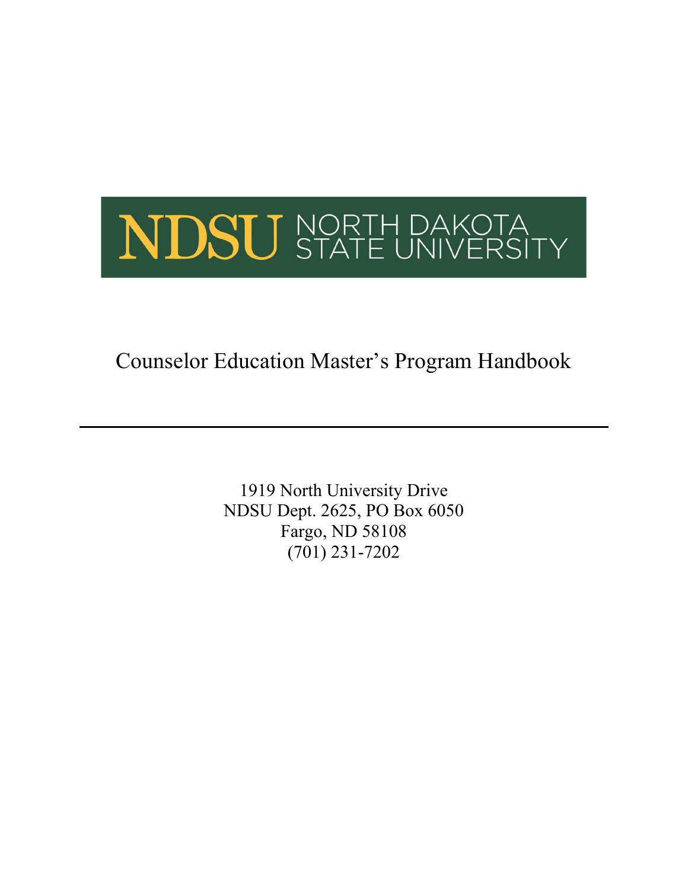NDSU NORTH DAKOTA STATE UNIVERSITY

# Counselor Education Master's Program Handbook

---

1919 North University Drive
NDSU Dept. 2625, PO Box 6050
Fargo, ND 58108
(701) 231-7202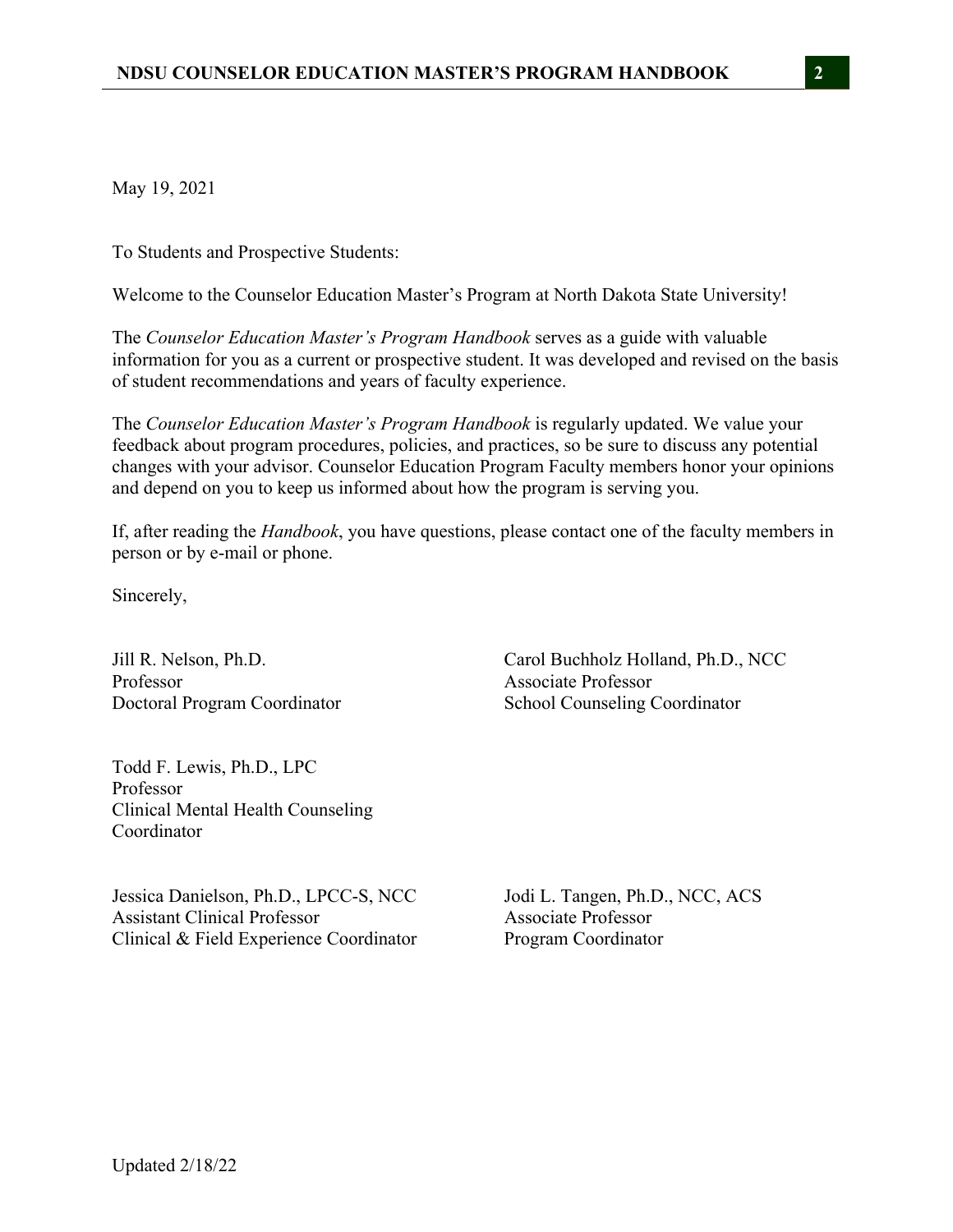May 19, 2021

To Students and Prospective Students:

Welcome to the Counselor Education Master's Program at North Dakota State University!

The *Counselor Education Master's Program Handbook* serves as a guide with valuable information for you as a current or prospective student. It was developed and revised on the basis of student recommendations and years of faculty experience.

The *Counselor Education Master's Program Handbook* is regularly updated. We value your feedback about program procedures, policies, and practices, so be sure to discuss any potential changes with your advisor. Counselor Education Program Faculty members honor your opinions and depend on you to keep us informed about how the program is serving you.

If, after reading the *Handbook*, you have questions, please contact one of the faculty members in person or by e-mail or phone.

Sincerely,

Jill R. Nelson, Ph.D.
Professor
Doctoral Program Coordinator

Carol Buchholz Holland, Ph.D., NCC
Associate Professor
School Counseling Coordinator

Todd F. Lewis, Ph.D., LPC
Professor
Clinical Mental Health Counseling Coordinator

Jessica Danielson, Ph.D., LPCC-S, NCC
Assistant Clinical Professor
Clinical & Field Experience Coordinator

Jodi L. Tangen, Ph.D., NCC, ACS
Associate Professor
Program Coordinator

Updated 2/18/22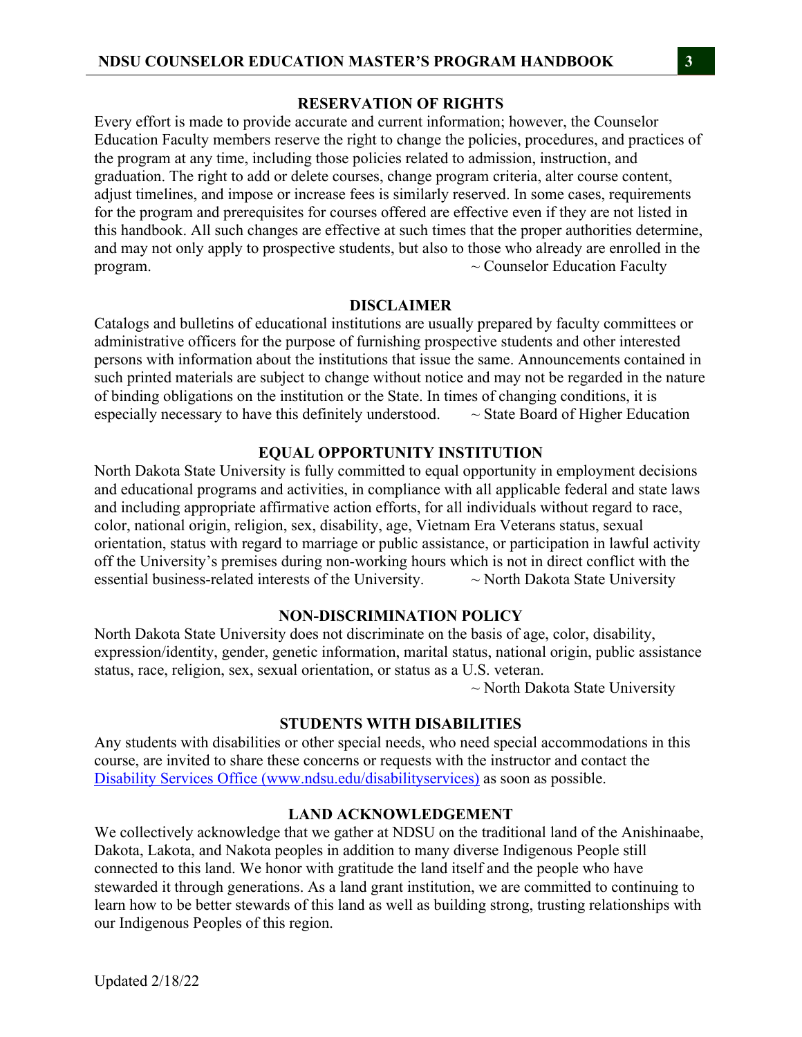## RESERVATION OF RIGHTS

Every effort is made to provide accurate and current information; however, the Counselor Education Faculty members reserve the right to change the policies, procedures, and practices of the program at any time, including those policies related to admission, instruction, and graduation. The right to add or delete courses, change program criteria, alter course content, adjust timelines, and impose or increase fees is similarly reserved. In some cases, requirements for the program and prerequisites for courses offered are effective even if they are not listed in this handbook. All such changes are effective at such times that the proper authorities determine, and may not only apply to prospective students, but also to those who already are enrolled in the program. ~ Counselor Education Faculty

## DISCLAIMER

Catalogs and bulletins of educational institutions are usually prepared by faculty committees or administrative officers for the purpose of furnishing prospective students and other interested persons with information about the institutions that issue the same. Announcements contained in such printed materials are subject to change without notice and may not be regarded in the nature of binding obligations on the institution or the State. In times of changing conditions, it is especially necessary to have this definitely understood. ~ State Board of Higher Education

## EQUAL OPPORTUNITY INSTITUTION

North Dakota State University is fully committed to equal opportunity in employment decisions and educational programs and activities, in compliance with all applicable federal and state laws and including appropriate affirmative action efforts, for all individuals without regard to race, color, national origin, religion, sex, disability, age, Vietnam Era Veterans status, sexual orientation, status with regard to marriage or public assistance, or participation in lawful activity off the University's premises during non-working hours which is not in direct conflict with the essential business-related interests of the University. ~ North Dakota State University

## NON-DISCRIMINATION POLICY

North Dakota State University does not discriminate on the basis of age, color, disability, expression/identity, gender, genetic information, marital status, national origin, public assistance status, race, religion, sex, sexual orientation, or status as a U.S. veteran.

~ North Dakota State University

## STUDENTS WITH DISABILITIES

Any students with disabilities or other special needs, who need special accommodations in this course, are invited to share these concerns or requests with the instructor and contact the [Disability Services Office (www.ndsu.edu/disabilityservices)](www.ndsu.edu/disabilityservices) as soon as possible.

## LAND ACKNOWLEDGEMENT

We collectively acknowledge that we gather at NDSU on the traditional land of the Anishinaabe, Dakota, Lakota, and Nakota peoples in addition to many diverse Indigenous People still connected to this land. We honor with gratitude the land itself and the people who have stewarded it through generations. As a land grant institution, we are committed to continuing to learn how to be better stewards of this land as well as building strong, trusting relationships with our Indigenous Peoples of this region.

Updated 2/18/22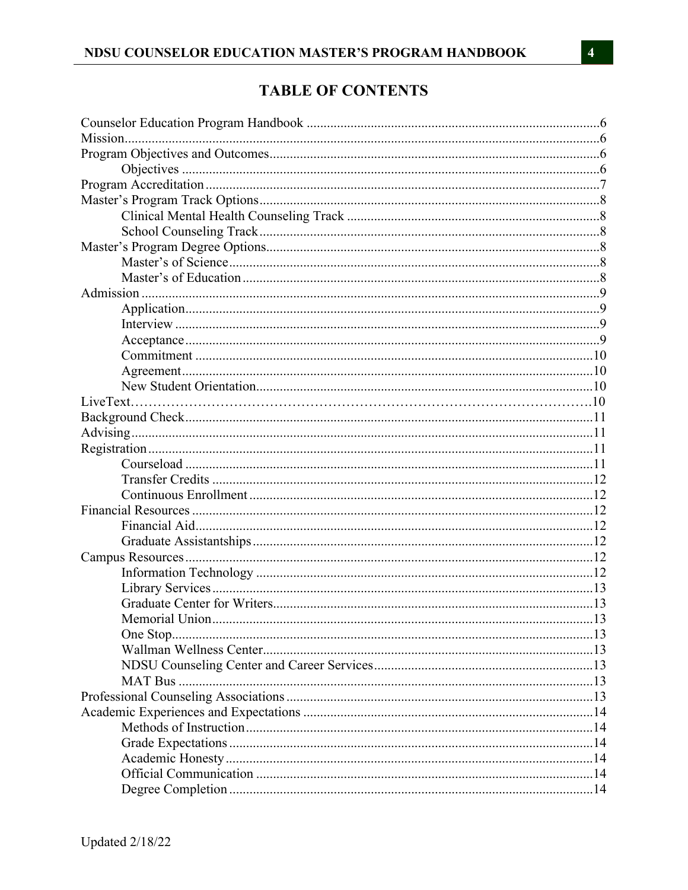# TABLE OF CONTENTS

Counselor Education Program Handbook ....................................................................................6
Mission..........................................................................................................................................6
Program Objectives and Outcomes................................................................................................6
    Objectives ..................................................................................................................................6
Program Accreditation ...................................................................................................................7
Master's Program Track Options...................................................................................................8
    Clinical Mental Health Counseling Track ..................................................................................8
    School Counseling Track...........................................................................................................8
Master's Program Degree Options..................................................................................................8
    Master's of Science.....................................................................................................................8
    Master's of Education ................................................................................................................8
Admission .....................................................................................................................................9
    Application.................................................................................................................................9
    Interview ....................................................................................................................................9
    Acceptance.................................................................................................................................9
    Commitment ............................................................................................................................10
    Agreement................................................................................................................................10
    New Student Orientation..........................................................................................................10
LiveText………………………………………………………………………………………….10
Background Check......................................................................................................................11
Advising......................................................................................................................................11
Registration.................................................................................................................................11
    Courseload ...............................................................................................................................11
    Transfer Credits .......................................................................................................................12
    Continuous Enrollment ............................................................................................................12
Financial Resources ....................................................................................................................12
    Financial Aid............................................................................................................................12
    Graduate Assistantships ...........................................................................................................12
Campus Resources......................................................................................................................12
    Information Technology ..........................................................................................................12
    Library Services.......................................................................................................................13
    Graduate Center for Writers.....................................................................................................13
    Memorial Union.......................................................................................................................13
    One Stop...................................................................................................................................13
    Wallman Wellness Center........................................................................................................13
    NDSU Counseling Center and Career Services.......................................................................13
    MAT Bus .................................................................................................................................13
Professional Counseling Associations .........................................................................................13
Academic Experiences and Expectations ....................................................................................14
    Methods of Instruction.............................................................................................................14
    Grade Expectations ..................................................................................................................14
    Academic Honesty ...................................................................................................................14
    Official Communication ..........................................................................................................14
    Degree Completion ..................................................................................................................14

Updated 2/18/22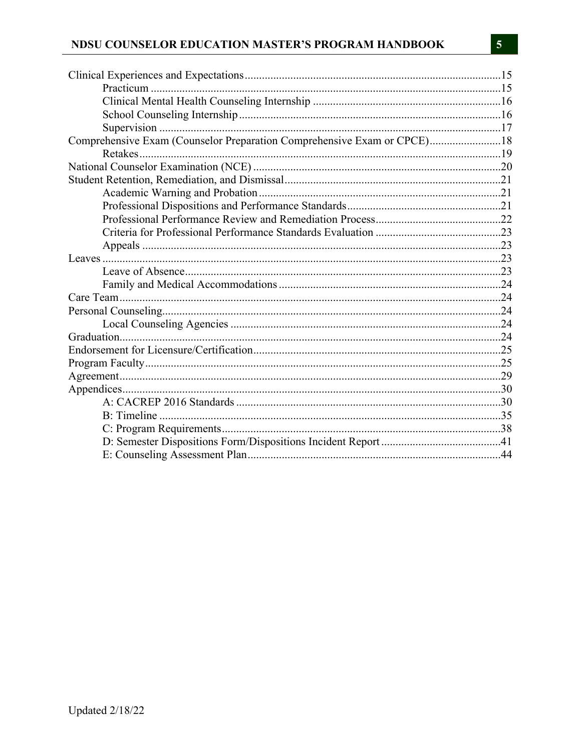Clinical Experiences and Expectations......15
- Practicum......15
- Clinical Mental Health Counseling Internship......16
- School Counseling Internship......16
- Supervision......17

Comprehensive Exam (Counselor Preparation Comprehensive Exam or CPCE)......18
- Retakes......19

National Counselor Examination (NCE)......20

Student Retention, Remediation, and Dismissal......21
- Academic Warning and Probation......21
- Professional Dispositions and Performance Standards......21
- Professional Performance Review and Remediation Process......22
- Criteria for Professional Performance Standards Evaluation......23
- Appeals......23

Leaves......23
- Leave of Absence......23
- Family and Medical Accommodations......24

Care Team......24

Personal Counseling......24
- Local Counseling Agencies......24

Graduation......24

Endorsement for Licensure/Certification......25

Program Faculty......25

Agreement......29

Appendices......30
- A: CACREP 2016 Standards......30
- B: Timeline......35
- C: Program Requirements......38
- D: Semester Dispositions Form/Dispositions Incident Report......41
- E: Counseling Assessment Plan......44

Updated 2/18/22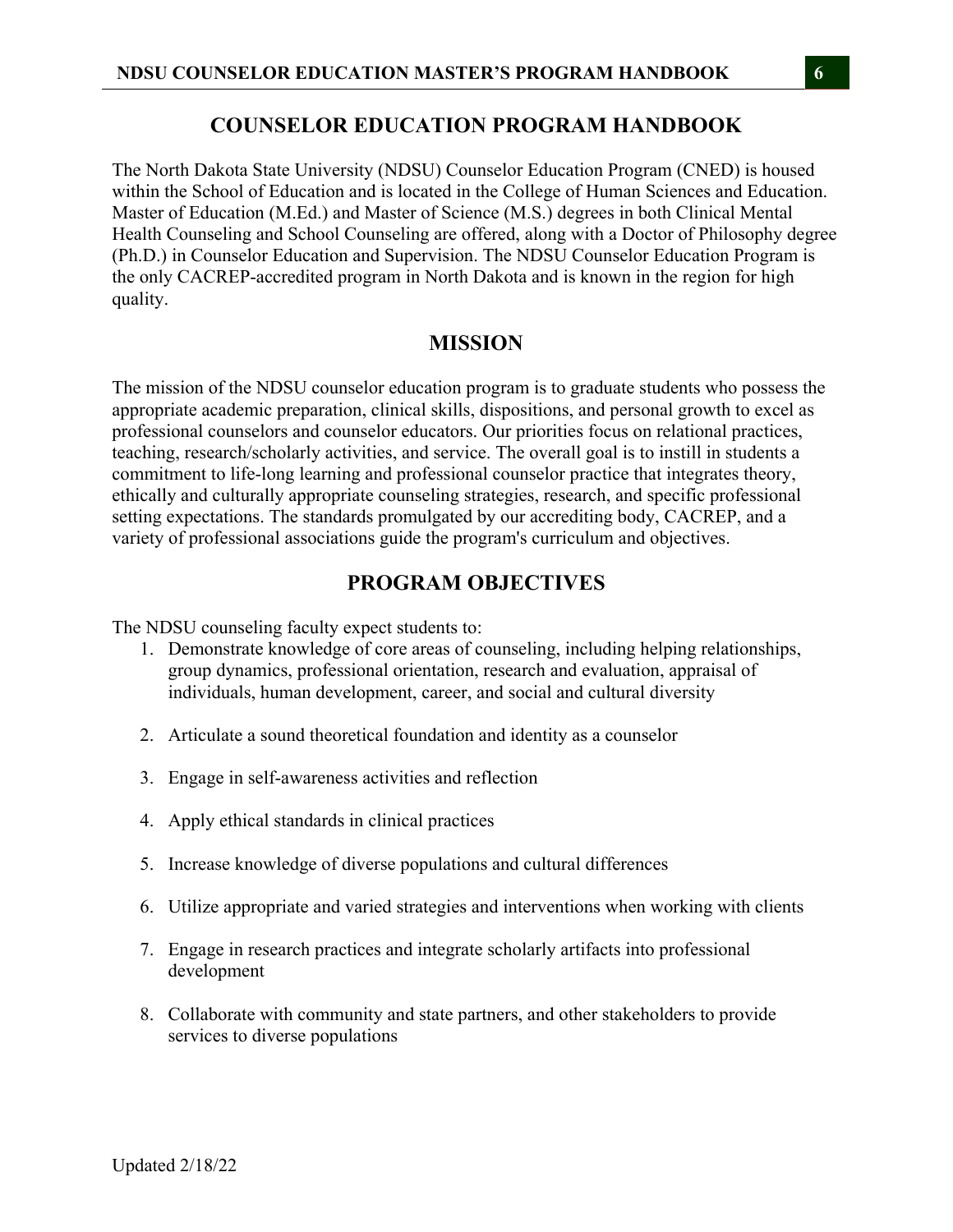# COUNSELOR EDUCATION PROGRAM HANDBOOK

The North Dakota State University (NDSU) Counselor Education Program (CNED) is housed within the School of Education and is located in the College of Human Sciences and Education. Master of Education (M.Ed.) and Master of Science (M.S.) degrees in both Clinical Mental Health Counseling and School Counseling are offered, along with a Doctor of Philosophy degree (Ph.D.) in Counselor Education and Supervision. The NDSU Counselor Education Program is the only CACREP-accredited program in North Dakota and is known in the region for high quality.

## MISSION

The mission of the NDSU counselor education program is to graduate students who possess the appropriate academic preparation, clinical skills, dispositions, and personal growth to excel as professional counselors and counselor educators. Our priorities focus on relational practices, teaching, research/scholarly activities, and service. The overall goal is to instill in students a commitment to life-long learning and professional counselor practice that integrates theory, ethically and culturally appropriate counseling strategies, research, and specific professional setting expectations. The standards promulgated by our accrediting body, CACREP, and a variety of professional associations guide the program's curriculum and objectives.

## PROGRAM OBJECTIVES

The NDSU counseling faculty expect students to:

1. Demonstrate knowledge of core areas of counseling, including helping relationships, group dynamics, professional orientation, research and evaluation, appraisal of individuals, human development, career, and social and cultural diversity

2. Articulate a sound theoretical foundation and identity as a counselor

3. Engage in self-awareness activities and reflection

4. Apply ethical standards in clinical practices

5. Increase knowledge of diverse populations and cultural differences

6. Utilize appropriate and varied strategies and interventions when working with clients

7. Engage in research practices and integrate scholarly artifacts into professional development

8. Collaborate with community and state partners, and other stakeholders to provide services to diverse populations

Updated 2/18/22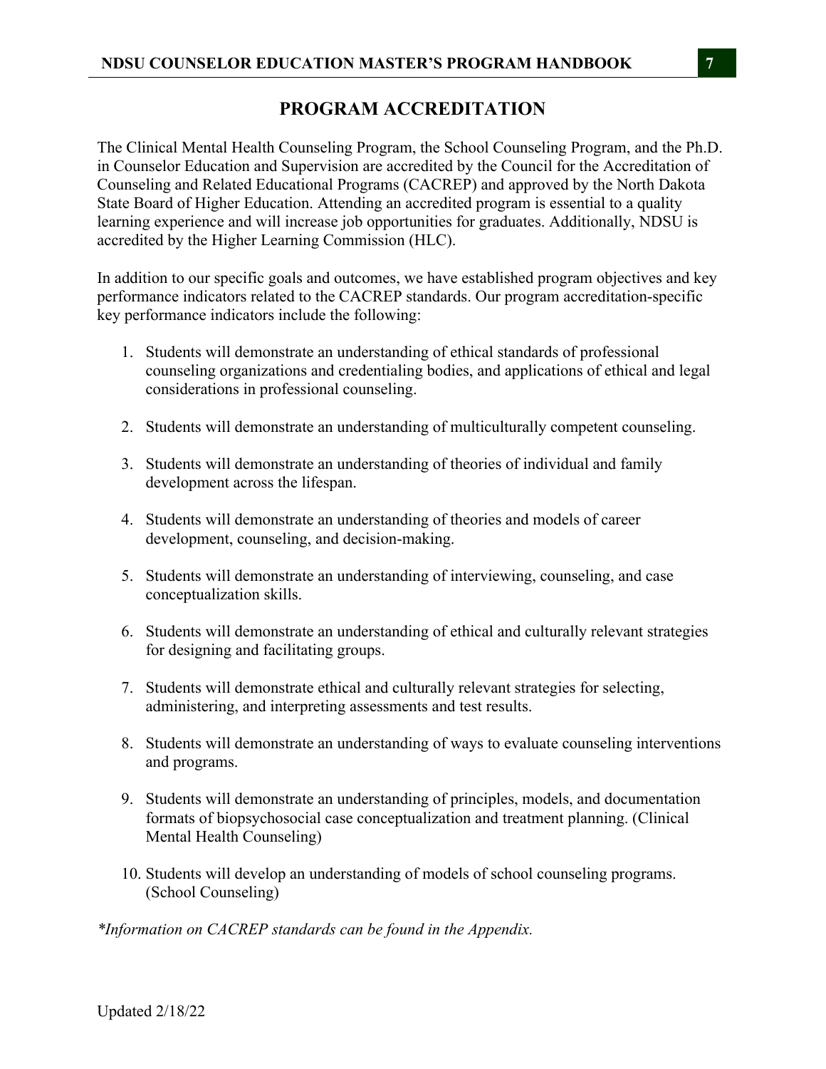## PROGRAM ACCREDITATION

The Clinical Mental Health Counseling Program, the School Counseling Program, and the Ph.D. in Counselor Education and Supervision are accredited by the Council for the Accreditation of Counseling and Related Educational Programs (CACREP) and approved by the North Dakota State Board of Higher Education. Attending an accredited program is essential to a quality learning experience and will increase job opportunities for graduates. Additionally, NDSU is accredited by the Higher Learning Commission (HLC).

In addition to our specific goals and outcomes, we have established program objectives and key performance indicators related to the CACREP standards. Our program accreditation-specific key performance indicators include the following:

1. Students will demonstrate an understanding of ethical standards of professional counseling organizations and credentialing bodies, and applications of ethical and legal considerations in professional counseling.
2. Students will demonstrate an understanding of multiculturally competent counseling.
3. Students will demonstrate an understanding of theories of individual and family development across the lifespan.
4. Students will demonstrate an understanding of theories and models of career development, counseling, and decision-making.
5. Students will demonstrate an understanding of interviewing, counseling, and case conceptualization skills.
6. Students will demonstrate an understanding of ethical and culturally relevant strategies for designing and facilitating groups.
7. Students will demonstrate ethical and culturally relevant strategies for selecting, administering, and interpreting assessments and test results.
8. Students will demonstrate an understanding of ways to evaluate counseling interventions and programs.
9. Students will demonstrate an understanding of principles, models, and documentation formats of biopsychosocial case conceptualization and treatment planning. (Clinical Mental Health Counseling)
10. Students will develop an understanding of models of school counseling programs. (School Counseling)

*\*Information on CACREP standards can be found in the Appendix.*

Updated 2/18/22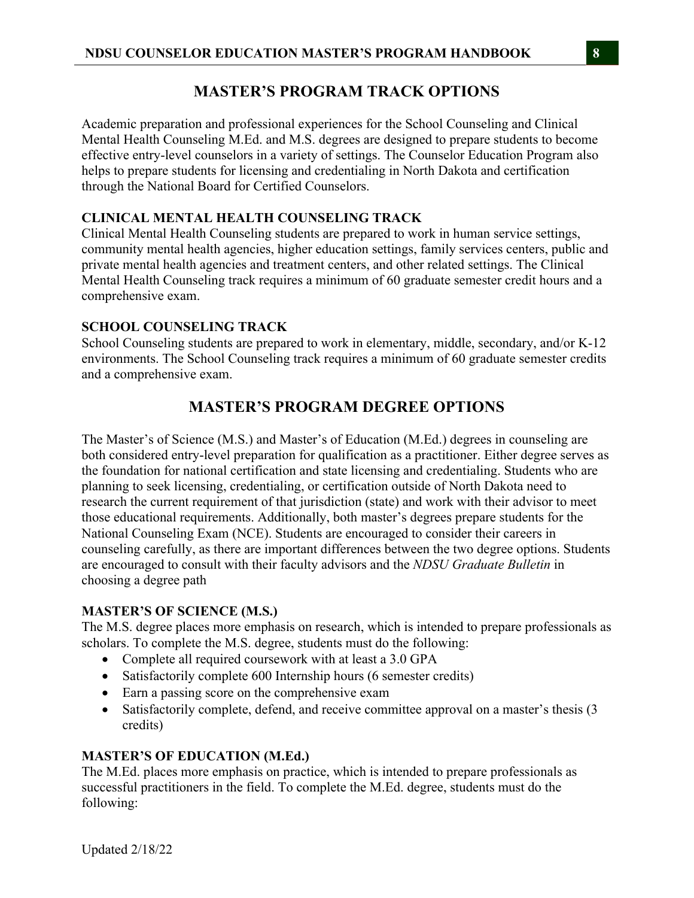# MASTER'S PROGRAM TRACK OPTIONS

Academic preparation and professional experiences for the School Counseling and Clinical Mental Health Counseling M.Ed. and M.S. degrees are designed to prepare students to become effective entry-level counselors in a variety of settings. The Counselor Education Program also helps to prepare students for licensing and credentialing in North Dakota and certification through the National Board for Certified Counselors.

### CLINICAL MENTAL HEALTH COUNSELING TRACK

Clinical Mental Health Counseling students are prepared to work in human service settings, community mental health agencies, higher education settings, family services centers, public and private mental health agencies and treatment centers, and other related settings. The Clinical Mental Health Counseling track requires a minimum of 60 graduate semester credit hours and a comprehensive exam.

### SCHOOL COUNSELING TRACK

School Counseling students are prepared to work in elementary, middle, secondary, and/or K-12 environments. The School Counseling track requires a minimum of 60 graduate semester credits and a comprehensive exam.

# MASTER'S PROGRAM DEGREE OPTIONS

The Master's of Science (M.S.) and Master's of Education (M.Ed.) degrees in counseling are both considered entry-level preparation for qualification as a practitioner. Either degree serves as the foundation for national certification and state licensing and credentialing. Students who are planning to seek licensing, credentialing, or certification outside of North Dakota need to research the current requirement of that jurisdiction (state) and work with their advisor to meet those educational requirements. Additionally, both master's degrees prepare students for the National Counseling Exam (NCE). Students are encouraged to consider their careers in counseling carefully, as there are important differences between the two degree options. Students are encouraged to consult with their faculty advisors and the *NDSU Graduate Bulletin* in choosing a degree path

### MASTER'S OF SCIENCE (M.S.)

The M.S. degree places more emphasis on research, which is intended to prepare professionals as scholars. To complete the M.S. degree, students must do the following:

- Complete all required coursework with at least a 3.0 GPA
- Satisfactorily complete 600 Internship hours (6 semester credits)
- Earn a passing score on the comprehensive exam
- Satisfactorily complete, defend, and receive committee approval on a master's thesis (3 credits)

### MASTER'S OF EDUCATION (M.Ed.)

The M.Ed. places more emphasis on practice, which is intended to prepare professionals as successful practitioners in the field. To complete the M.Ed. degree, students must do the following:

Updated 2/18/22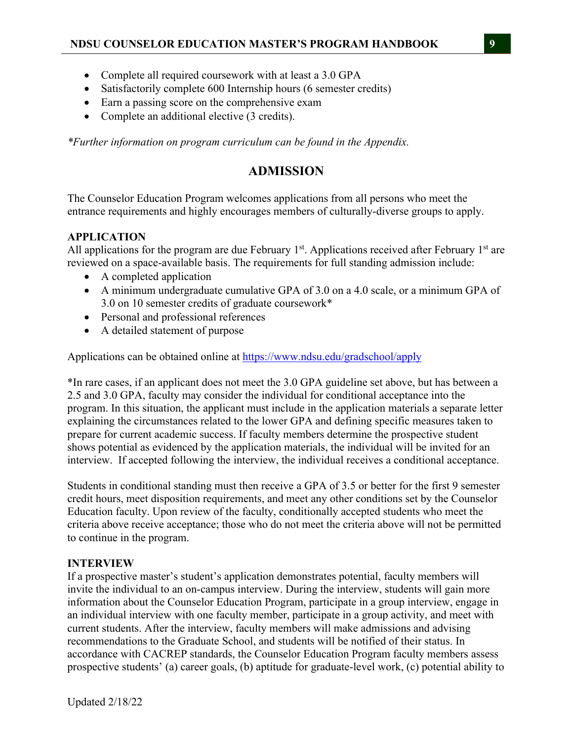- Complete all required coursework with at least a 3.0 GPA
- Satisfactorily complete 600 Internship hours (6 semester credits)
- Earn a passing score on the comprehensive exam
- Complete an additional elective (3 credits).

*\*Further information on program curriculum can be found in the Appendix.*

## ADMISSION

The Counselor Education Program welcomes applications from all persons who meet the entrance requirements and highly encourages members of culturally-diverse groups to apply.

### APPLICATION

All applications for the program are due February 1st. Applications received after February 1st are reviewed on a space-available basis. The requirements for full standing admission include:

- A completed application
- A minimum undergraduate cumulative GPA of 3.0 on a 4.0 scale, or a minimum GPA of 3.0 on 10 semester credits of graduate coursework*
- Personal and professional references
- A detailed statement of purpose

Applications can be obtained online at [https://www.ndsu.edu/gradschool/apply](https://www.ndsu.edu/gradschool/apply)

*In rare cases, if an applicant does not meet the 3.0 GPA guideline set above, but has between a 2.5 and 3.0 GPA, faculty may consider the individual for conditional acceptance into the program. In this situation, the applicant must include in the application materials a separate letter explaining the circumstances related to the lower GPA and defining specific measures taken to prepare for current academic success. If faculty members determine the prospective student shows potential as evidenced by the application materials, the individual will be invited for an interview. If accepted following the interview, the individual receives a conditional acceptance.

Students in conditional standing must then receive a GPA of 3.5 or better for the first 9 semester credit hours, meet disposition requirements, and meet any other conditions set by the Counselor Education faculty. Upon review of the faculty, conditionally accepted students who meet the criteria above receive acceptance; those who do not meet the criteria above will not be permitted to continue in the program.

### INTERVIEW

If a prospective master's student's application demonstrates potential, faculty members will invite the individual to an on-campus interview. During the interview, students will gain more information about the Counselor Education Program, participate in a group interview, engage in an individual interview with one faculty member, participate in a group activity, and meet with current students. After the interview, faculty members will make admissions and advising recommendations to the Graduate School, and students will be notified of their status. In accordance with CACREP standards, the Counselor Education Program faculty members assess prospective students' (a) career goals, (b) aptitude for graduate-level work, (c) potential ability to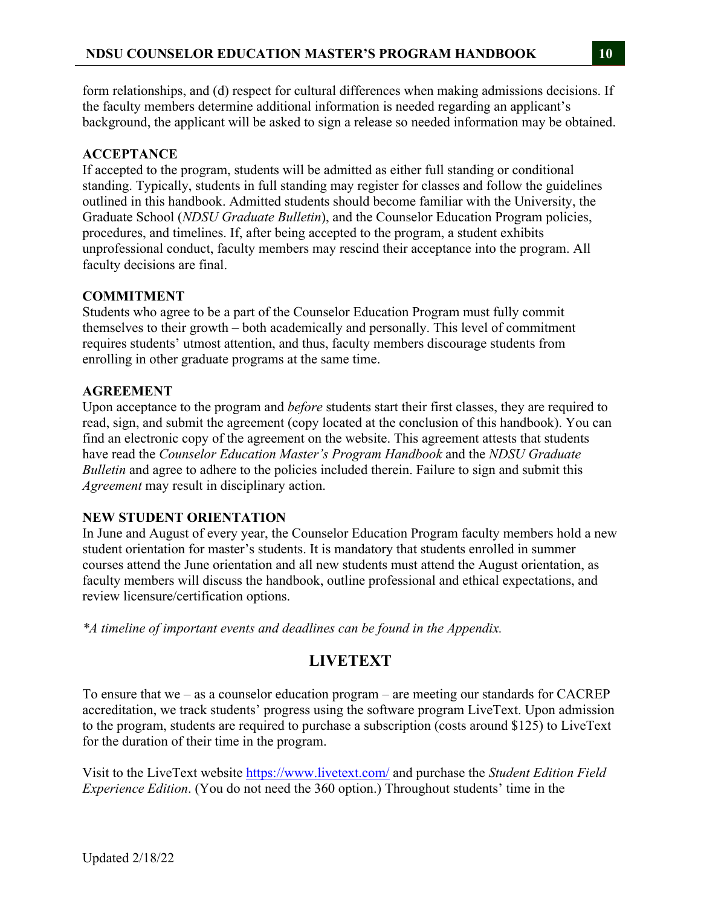form relationships, and (d) respect for cultural differences when making admissions decisions. If the faculty members determine additional information is needed regarding an applicant's background, the applicant will be asked to sign a release so needed information may be obtained.

### ACCEPTANCE

If accepted to the program, students will be admitted as either full standing or conditional standing. Typically, students in full standing may register for classes and follow the guidelines outlined in this handbook. Admitted students should become familiar with the University, the Graduate School (*NDSU Graduate Bulletin*), and the Counselor Education Program policies, procedures, and timelines. If, after being accepted to the program, a student exhibits unprofessional conduct, faculty members may rescind their acceptance into the program. All faculty decisions are final.

### COMMITMENT

Students who agree to be a part of the Counselor Education Program must fully commit themselves to their growth – both academically and personally. This level of commitment requires students' utmost attention, and thus, faculty members discourage students from enrolling in other graduate programs at the same time.

### AGREEMENT

Upon acceptance to the program and *before* students start their first classes, they are required to read, sign, and submit the agreement (copy located at the conclusion of this handbook). You can find an electronic copy of the agreement on the website. This agreement attests that students have read the *Counselor Education Master's Program Handbook* and the *NDSU Graduate Bulletin* and agree to adhere to the policies included therein. Failure to sign and submit this *Agreement* may result in disciplinary action.

### NEW STUDENT ORIENTATION

In June and August of every year, the Counselor Education Program faculty members hold a new student orientation for master's students. It is mandatory that students enrolled in summer courses attend the June orientation and all new students must attend the August orientation, as faculty members will discuss the handbook, outline professional and ethical expectations, and review licensure/certification options.

*\*A timeline of important events and deadlines can be found in the Appendix.*

## LIVETEXT

To ensure that we – as a counselor education program – are meeting our standards for CACREP accreditation, we track students' progress using the software program LiveText. Upon admission to the program, students are required to purchase a subscription (costs around $125) to LiveText for the duration of their time in the program.

Visit to the LiveText website [https://www.livetext.com/](https://www.livetext.com/) and purchase the *Student Edition Field Experience Edition*. (You do not need the 360 option.) Throughout students' time in the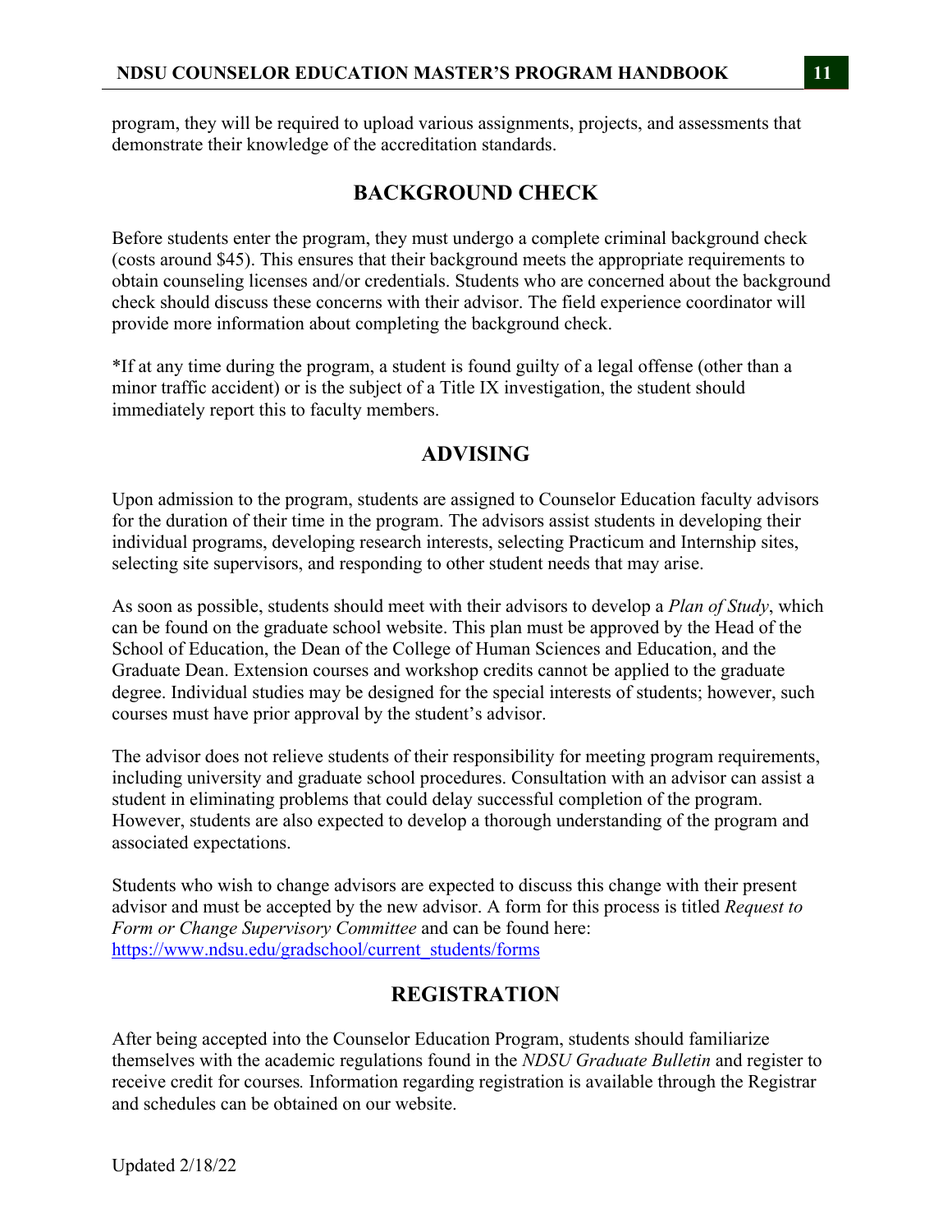program, they will be required to upload various assignments, projects, and assessments that demonstrate their knowledge of the accreditation standards.

## BACKGROUND CHECK

Before students enter the program, they must undergo a complete criminal background check (costs around $45). This ensures that their background meets the appropriate requirements to obtain counseling licenses and/or credentials. Students who are concerned about the background check should discuss these concerns with their advisor. The field experience coordinator will provide more information about completing the background check.

*If at any time during the program, a student is found guilty of a legal offense (other than a minor traffic accident) or is the subject of a Title IX investigation, the student should immediately report this to faculty members.

## ADVISING

Upon admission to the program, students are assigned to Counselor Education faculty advisors for the duration of their time in the program. The advisors assist students in developing their individual programs, developing research interests, selecting Practicum and Internship sites, selecting site supervisors, and responding to other student needs that may arise.

As soon as possible, students should meet with their advisors to develop a *Plan of Study*, which can be found on the graduate school website. This plan must be approved by the Head of the School of Education, the Dean of the College of Human Sciences and Education, and the Graduate Dean. Extension courses and workshop credits cannot be applied to the graduate degree. Individual studies may be designed for the special interests of students; however, such courses must have prior approval by the student's advisor.

The advisor does not relieve students of their responsibility for meeting program requirements, including university and graduate school procedures. Consultation with an advisor can assist a student in eliminating problems that could delay successful completion of the program. However, students are also expected to develop a thorough understanding of the program and associated expectations.

Students who wish to change advisors are expected to discuss this change with their present advisor and must be accepted by the new advisor. A form for this process is titled *Request to Form or Change Supervisory Committee* and can be found here: [https://www.ndsu.edu/gradschool/current_students/forms](https://www.ndsu.edu/gradschool/current_students/forms)

## REGISTRATION

After being accepted into the Counselor Education Program, students should familiarize themselves with the academic regulations found in the *NDSU Graduate Bulletin* and register to receive credit for courses. Information regarding registration is available through the Registrar and schedules can be obtained on our website.

Updated 2/18/22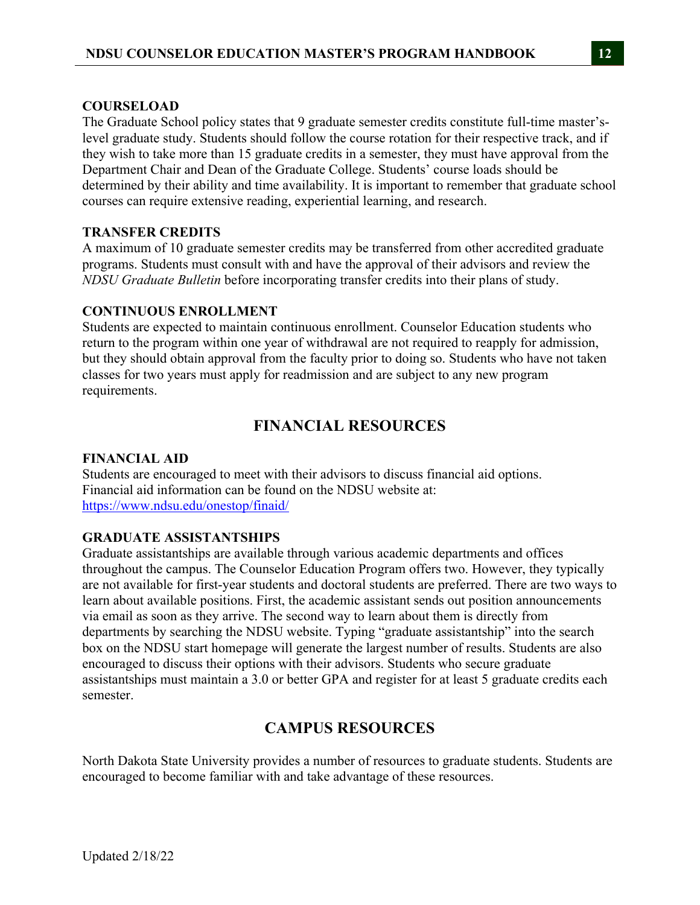### COURSELOAD

The Graduate School policy states that 9 graduate semester credits constitute full-time master's-level graduate study. Students should follow the course rotation for their respective track, and if they wish to take more than 15 graduate credits in a semester, they must have approval from the Department Chair and Dean of the Graduate College. Students' course loads should be determined by their ability and time availability. It is important to remember that graduate school courses can require extensive reading, experiential learning, and research.

### TRANSFER CREDITS

A maximum of 10 graduate semester credits may be transferred from other accredited graduate programs. Students must consult with and have the approval of their advisors and review the *NDSU Graduate Bulletin* before incorporating transfer credits into their plans of study.

### CONTINUOUS ENROLLMENT

Students are expected to maintain continuous enrollment. Counselor Education students who return to the program within one year of withdrawal are not required to reapply for admission, but they should obtain approval from the faculty prior to doing so. Students who have not taken classes for two years must apply for readmission and are subject to any new program requirements.

## FINANCIAL RESOURCES

### FINANCIAL AID

Students are encouraged to meet with their advisors to discuss financial aid options. Financial aid information can be found on the NDSU website at: [https://www.ndsu.edu/onestop/finaid/](https://www.ndsu.edu/onestop/finaid/)

### GRADUATE ASSISTANTSHIPS

Graduate assistantships are available through various academic departments and offices throughout the campus. The Counselor Education Program offers two. However, they typically are not available for first-year students and doctoral students are preferred. There are two ways to learn about available positions. First, the academic assistant sends out position announcements via email as soon as they arrive. The second way to learn about them is directly from departments by searching the NDSU website. Typing "graduate assistantship" into the search box on the NDSU start homepage will generate the largest number of results. Students are also encouraged to discuss their options with their advisors. Students who secure graduate assistantships must maintain a 3.0 or better GPA and register for at least 5 graduate credits each semester.

## CAMPUS RESOURCES

North Dakota State University provides a number of resources to graduate students. Students are encouraged to become familiar with and take advantage of these resources.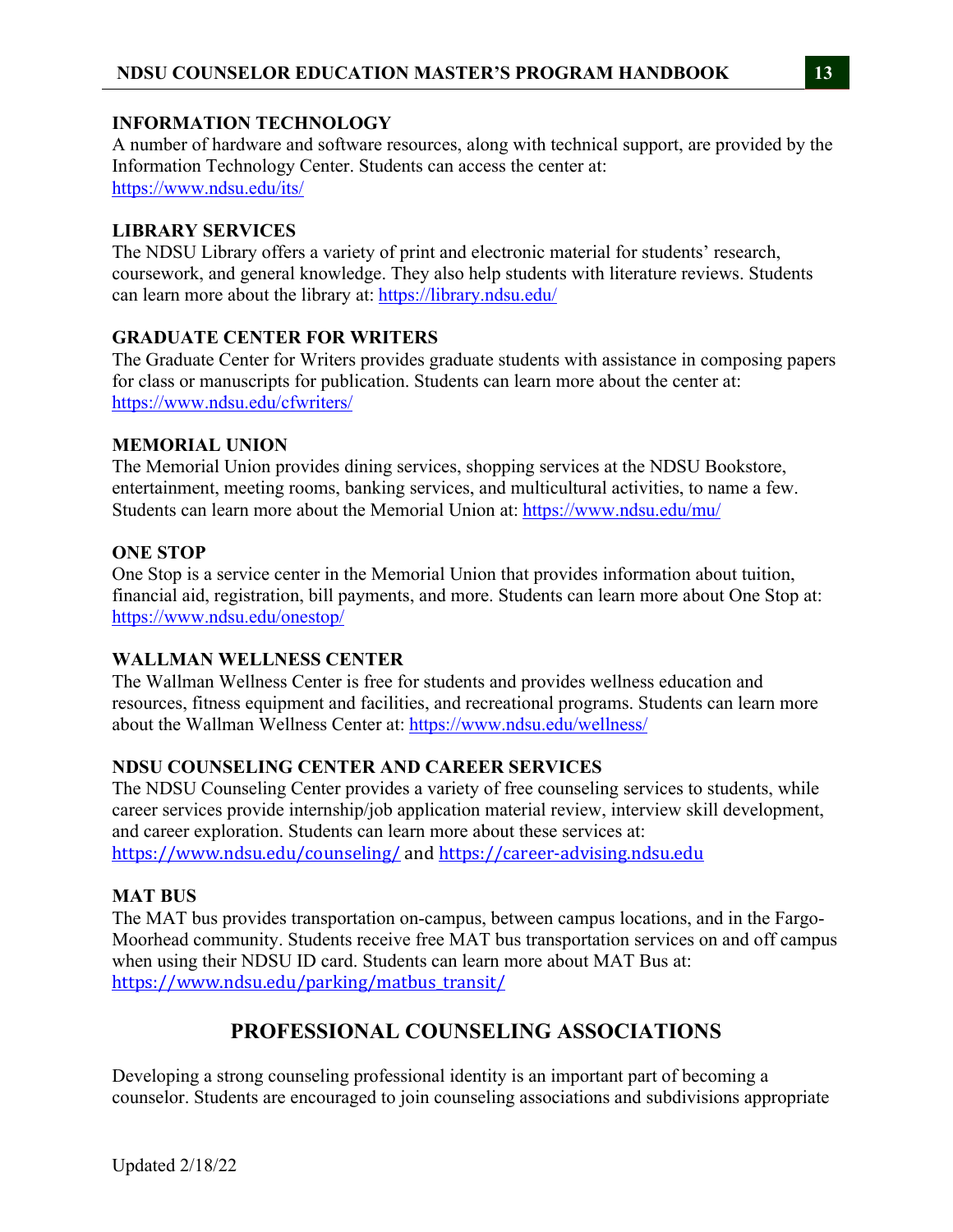### INFORMATION TECHNOLOGY

A number of hardware and software resources, along with technical support, are provided by the Information Technology Center. Students can access the center at: https://www.ndsu.edu/its/

### LIBRARY SERVICES

The NDSU Library offers a variety of print and electronic material for students' research, coursework, and general knowledge. They also help students with literature reviews. Students can learn more about the library at: https://library.ndsu.edu/

### GRADUATE CENTER FOR WRITERS

The Graduate Center for Writers provides graduate students with assistance in composing papers for class or manuscripts for publication. Students can learn more about the center at: https://www.ndsu.edu/cfwriters/

### MEMORIAL UNION

The Memorial Union provides dining services, shopping services at the NDSU Bookstore, entertainment, meeting rooms, banking services, and multicultural activities, to name a few. Students can learn more about the Memorial Union at: https://www.ndsu.edu/mu/

### ONE STOP

One Stop is a service center in the Memorial Union that provides information about tuition, financial aid, registration, bill payments, and more. Students can learn more about One Stop at: https://www.ndsu.edu/onestop/

### WALLMAN WELLNESS CENTER

The Wallman Wellness Center is free for students and provides wellness education and resources, fitness equipment and facilities, and recreational programs. Students can learn more about the Wallman Wellness Center at: https://www.ndsu.edu/wellness/

### NDSU COUNSELING CENTER AND CAREER SERVICES

The NDSU Counseling Center provides a variety of free counseling services to students, while career services provide internship/job application material review, interview skill development, and career exploration. Students can learn more about these services at: https://www.ndsu.edu/counseling/ and https://career-advising.ndsu.edu

### MAT BUS

The MAT bus provides transportation on-campus, between campus locations, and in the Fargo-Moorhead community. Students receive free MAT bus transportation services on and off campus when using their NDSU ID card. Students can learn more about MAT Bus at: https://www.ndsu.edu/parking/matbus_transit/

## PROFESSIONAL COUNSELING ASSOCIATIONS

Developing a strong counseling professional identity is an important part of becoming a counselor. Students are encouraged to join counseling associations and subdivisions appropriate

Updated 2/18/22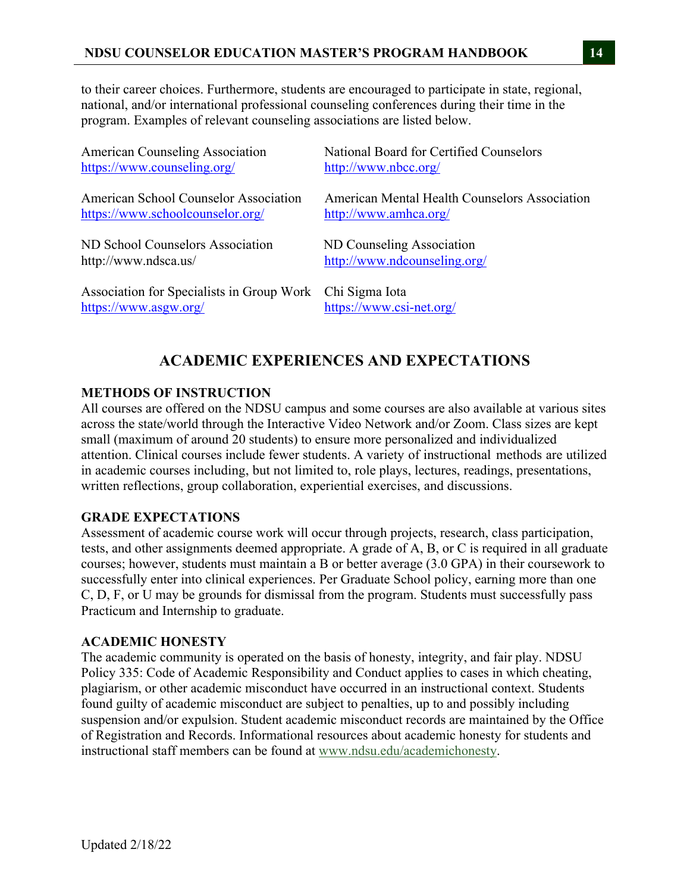to their career choices. Furthermore, students are encouraged to participate in state, regional, national, and/or international professional counseling conferences during their time in the program. Examples of relevant counseling associations are listed below.

American Counseling Association
https://www.counseling.org/

National Board for Certified Counselors
http://www.nbcc.org/

American School Counselor Association
https://www.schoolcounselor.org/

American Mental Health Counselors Association
http://www.amhca.org/

ND School Counselors Association
http://www.ndsca.us/

ND Counseling Association
http://www.ndcounseling.org/

Association for Specialists in Group Work
https://www.asgw.org/

Chi Sigma Iota
https://www.csi-net.org/

## ACADEMIC EXPERIENCES AND EXPECTATIONS

### METHODS OF INSTRUCTION

All courses are offered on the NDSU campus and some courses are also available at various sites across the state/world through the Interactive Video Network and/or Zoom. Class sizes are kept small (maximum of around 20 students) to ensure more personalized and individualized attention. Clinical courses include fewer students. A variety of instructional methods are utilized in academic courses including, but not limited to, role plays, lectures, readings, presentations, written reflections, group collaboration, experiential exercises, and discussions.

### GRADE EXPECTATIONS

Assessment of academic course work will occur through projects, research, class participation, tests, and other assignments deemed appropriate. A grade of A, B, or C is required in all graduate courses; however, students must maintain a B or better average (3.0 GPA) in their coursework to successfully enter into clinical experiences. Per Graduate School policy, earning more than one C, D, F, or U may be grounds for dismissal from the program. Students must successfully pass Practicum and Internship to graduate.

### ACADEMIC HONESTY

The academic community is operated on the basis of honesty, integrity, and fair play. NDSU Policy 335: Code of Academic Responsibility and Conduct applies to cases in which cheating, plagiarism, or other academic misconduct have occurred in an instructional context. Students found guilty of academic misconduct are subject to penalties, up to and possibly including suspension and/or expulsion. Student academic misconduct records are maintained by the Office of Registration and Records. Informational resources about academic honesty for students and instructional staff members can be found at www.ndsu.edu/academichonesty.

Updated 2/18/22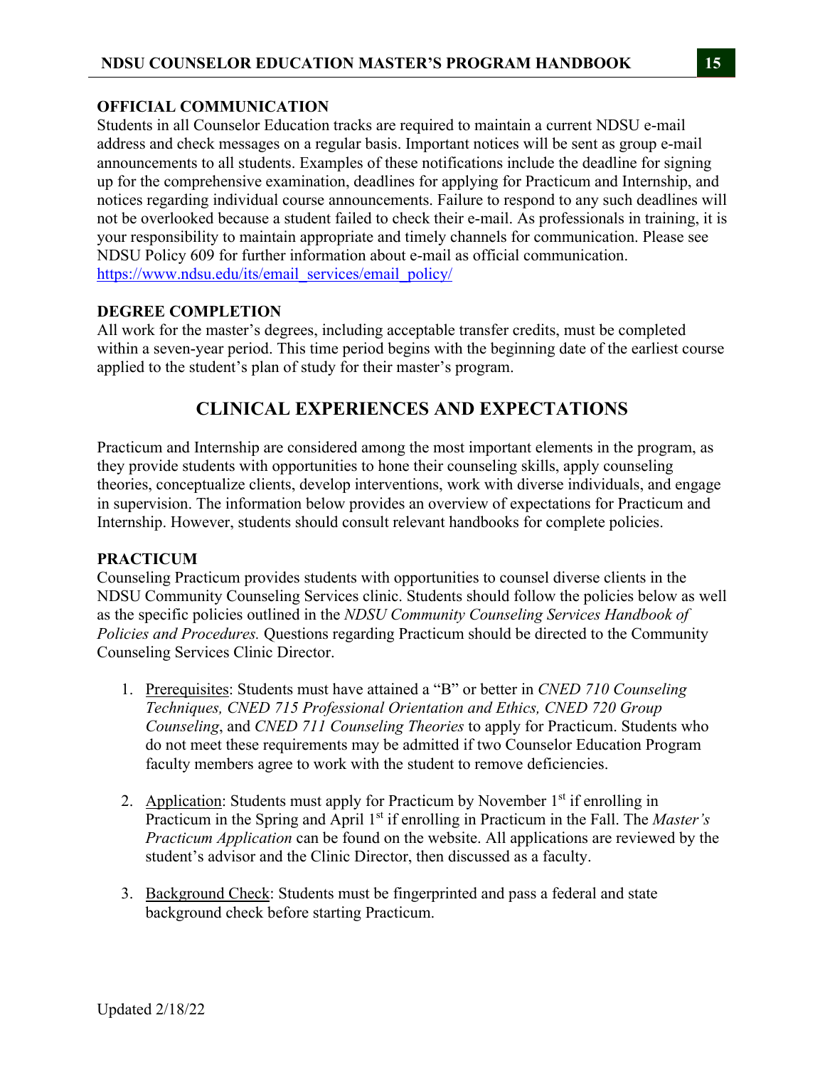**OFFICIAL COMMUNICATION**

Students in all Counselor Education tracks are required to maintain a current NDSU e-mail address and check messages on a regular basis. Important notices will be sent as group e-mail announcements to all students. Examples of these notifications include the deadline for signing up for the comprehensive examination, deadlines for applying for Practicum and Internship, and notices regarding individual course announcements. Failure to respond to any such deadlines will not be overlooked because a student failed to check their e-mail. As professionals in training, it is your responsibility to maintain appropriate and timely channels for communication. Please see NDSU Policy 609 for further information about e-mail as official communication. https://www.ndsu.edu/its/email_services/email_policy/

**DEGREE COMPLETION**

All work for the master's degrees, including acceptable transfer credits, must be completed within a seven-year period. This time period begins with the beginning date of the earliest course applied to the student's plan of study for their master's program.

## CLINICAL EXPERIENCES AND EXPECTATIONS

Practicum and Internship are considered among the most important elements in the program, as they provide students with opportunities to hone their counseling skills, apply counseling theories, conceptualize clients, develop interventions, work with diverse individuals, and engage in supervision. The information below provides an overview of expectations for Practicum and Internship. However, students should consult relevant handbooks for complete policies.

**PRACTICUM**

Counseling Practicum provides students with opportunities to counsel diverse clients in the NDSU Community Counseling Services clinic. Students should follow the policies below as well as the specific policies outlined in the *NDSU Community Counseling Services Handbook of Policies and Procedures.* Questions regarding Practicum should be directed to the Community Counseling Services Clinic Director.

1. Prerequisites: Students must have attained a "B" or better in *CNED 710 Counseling Techniques, CNED 715 Professional Orientation and Ethics, CNED 720 Group Counseling*, and *CNED 711 Counseling Theories* to apply for Practicum. Students who do not meet these requirements may be admitted if two Counselor Education Program faculty members agree to work with the student to remove deficiencies.

2. Application: Students must apply for Practicum by November 1st if enrolling in Practicum in the Spring and April 1st if enrolling in Practicum in the Fall. The *Master's Practicum Application* can be found on the website. All applications are reviewed by the student's advisor and the Clinic Director, then discussed as a faculty.

3. Background Check: Students must be fingerprinted and pass a federal and state background check before starting Practicum.

Updated 2/18/22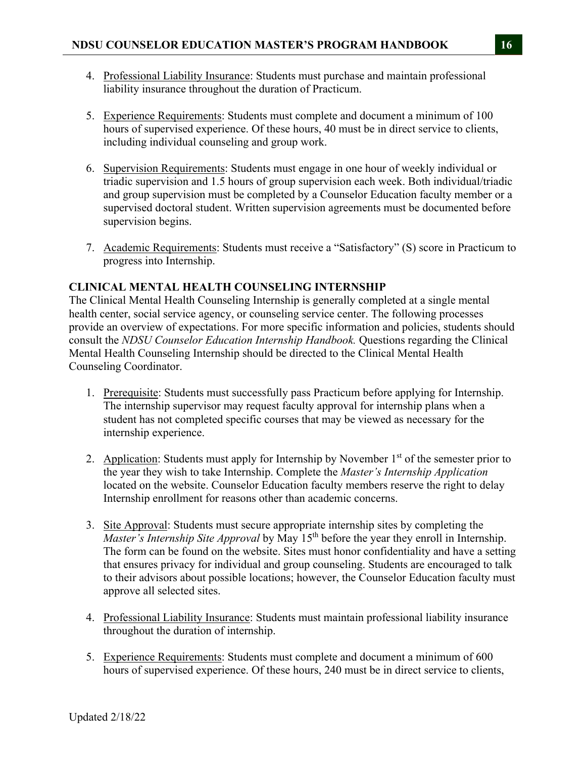4. Professional Liability Insurance: Students must purchase and maintain professional liability insurance throughout the duration of Practicum.

5. Experience Requirements: Students must complete and document a minimum of 100 hours of supervised experience. Of these hours, 40 must be in direct service to clients, including individual counseling and group work.

6. Supervision Requirements: Students must engage in one hour of weekly individual or triadic supervision and 1.5 hours of group supervision each week. Both individual/triadic and group supervision must be completed by a Counselor Education faculty member or a supervised doctoral student. Written supervision agreements must be documented before supervision begins.

7. Academic Requirements: Students must receive a "Satisfactory" (S) score in Practicum to progress into Internship.

**CLINICAL MENTAL HEALTH COUNSELING INTERNSHIP**

The Clinical Mental Health Counseling Internship is generally completed at a single mental health center, social service agency, or counseling service center. The following processes provide an overview of expectations. For more specific information and policies, students should consult the *NDSU Counselor Education Internship Handbook.* Questions regarding the Clinical Mental Health Counseling Internship should be directed to the Clinical Mental Health Counseling Coordinator.

1. Prerequisite: Students must successfully pass Practicum before applying for Internship. The internship supervisor may request faculty approval for internship plans when a student has not completed specific courses that may be viewed as necessary for the internship experience.

2. Application: Students must apply for Internship by November 1st of the semester prior to the year they wish to take Internship. Complete the *Master's Internship Application* located on the website. Counselor Education faculty members reserve the right to delay Internship enrollment for reasons other than academic concerns.

3. Site Approval: Students must secure appropriate internship sites by completing the *Master's Internship Site Approval* by May 15th before the year they enroll in Internship. The form can be found on the website. Sites must honor confidentiality and have a setting that ensures privacy for individual and group counseling. Students are encouraged to talk to their advisors about possible locations; however, the Counselor Education faculty must approve all selected sites.

4. Professional Liability Insurance: Students must maintain professional liability insurance throughout the duration of internship.

5. Experience Requirements: Students must complete and document a minimum of 600 hours of supervised experience. Of these hours, 240 must be in direct service to clients,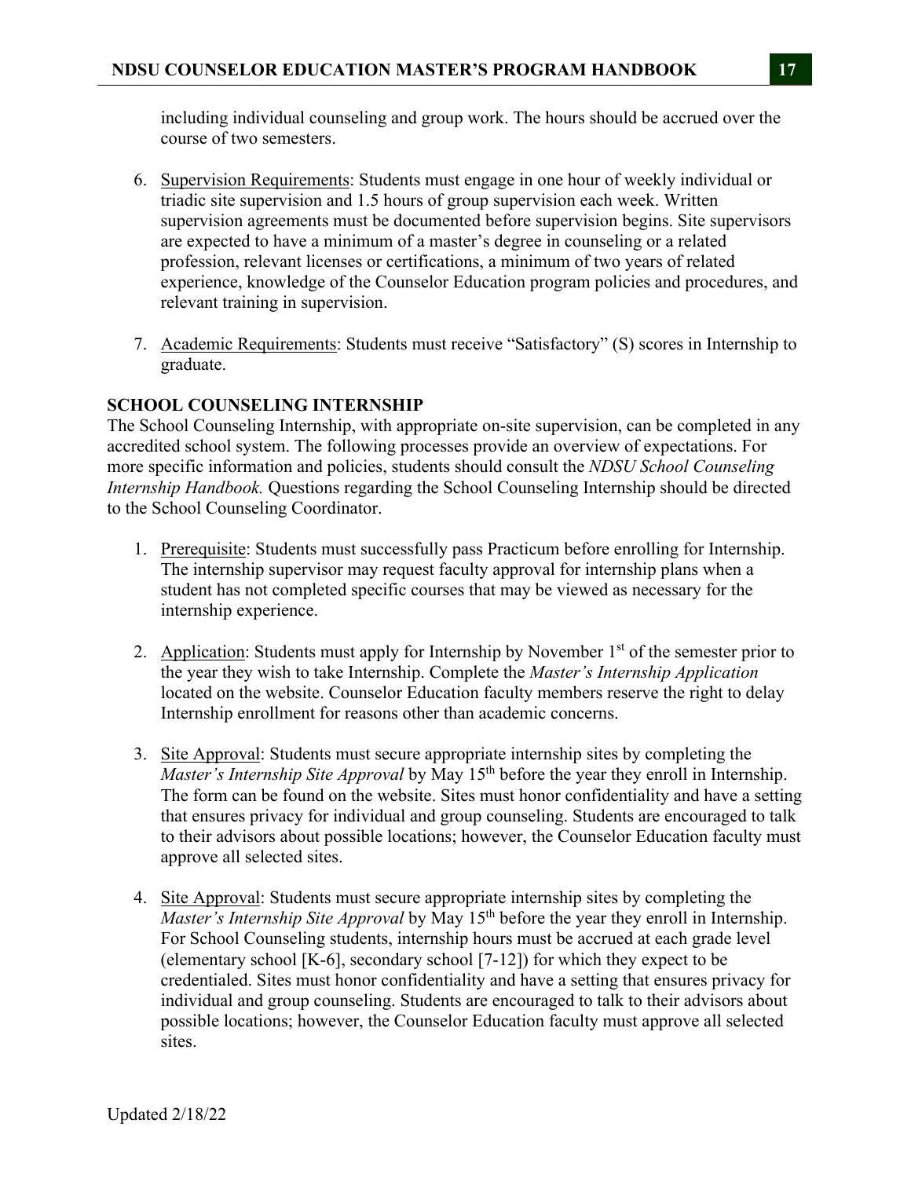including individual counseling and group work. The hours should be accrued over the course of two semesters.

6. Supervision Requirements: Students must engage in one hour of weekly individual or triadic site supervision and 1.5 hours of group supervision each week. Written supervision agreements must be documented before supervision begins. Site supervisors are expected to have a minimum of a master's degree in counseling or a related profession, relevant licenses or certifications, a minimum of two years of related experience, knowledge of the Counselor Education program policies and procedures, and relevant training in supervision.

7. Academic Requirements: Students must receive "Satisfactory" (S) scores in Internship to graduate.

### SCHOOL COUNSELING INTERNSHIP

The School Counseling Internship, with appropriate on-site supervision, can be completed in any accredited school system. The following processes provide an overview of expectations. For more specific information and policies, students should consult the *NDSU School Counseling Internship Handbook.* Questions regarding the School Counseling Internship should be directed to the School Counseling Coordinator.

1. Prerequisite: Students must successfully pass Practicum before enrolling for Internship. The internship supervisor may request faculty approval for internship plans when a student has not completed specific courses that may be viewed as necessary for the internship experience.

2. Application: Students must apply for Internship by November 1st of the semester prior to the year they wish to take Internship. Complete the *Master's Internship Application* located on the website. Counselor Education faculty members reserve the right to delay Internship enrollment for reasons other than academic concerns.

3. Site Approval: Students must secure appropriate internship sites by completing the *Master's Internship Site Approval* by May 15th before the year they enroll in Internship. The form can be found on the website. Sites must honor confidentiality and have a setting that ensures privacy for individual and group counseling. Students are encouraged to talk to their advisors about possible locations; however, the Counselor Education faculty must approve all selected sites.

4. Site Approval: Students must secure appropriate internship sites by completing the *Master's Internship Site Approval* by May 15th before the year they enroll in Internship. For School Counseling students, internship hours must be accrued at each grade level (elementary school [K-6], secondary school [7-12]) for which they expect to be credentialed. Sites must honor confidentiality and have a setting that ensures privacy for individual and group counseling. Students are encouraged to talk to their advisors about possible locations; however, the Counselor Education faculty must approve all selected sites.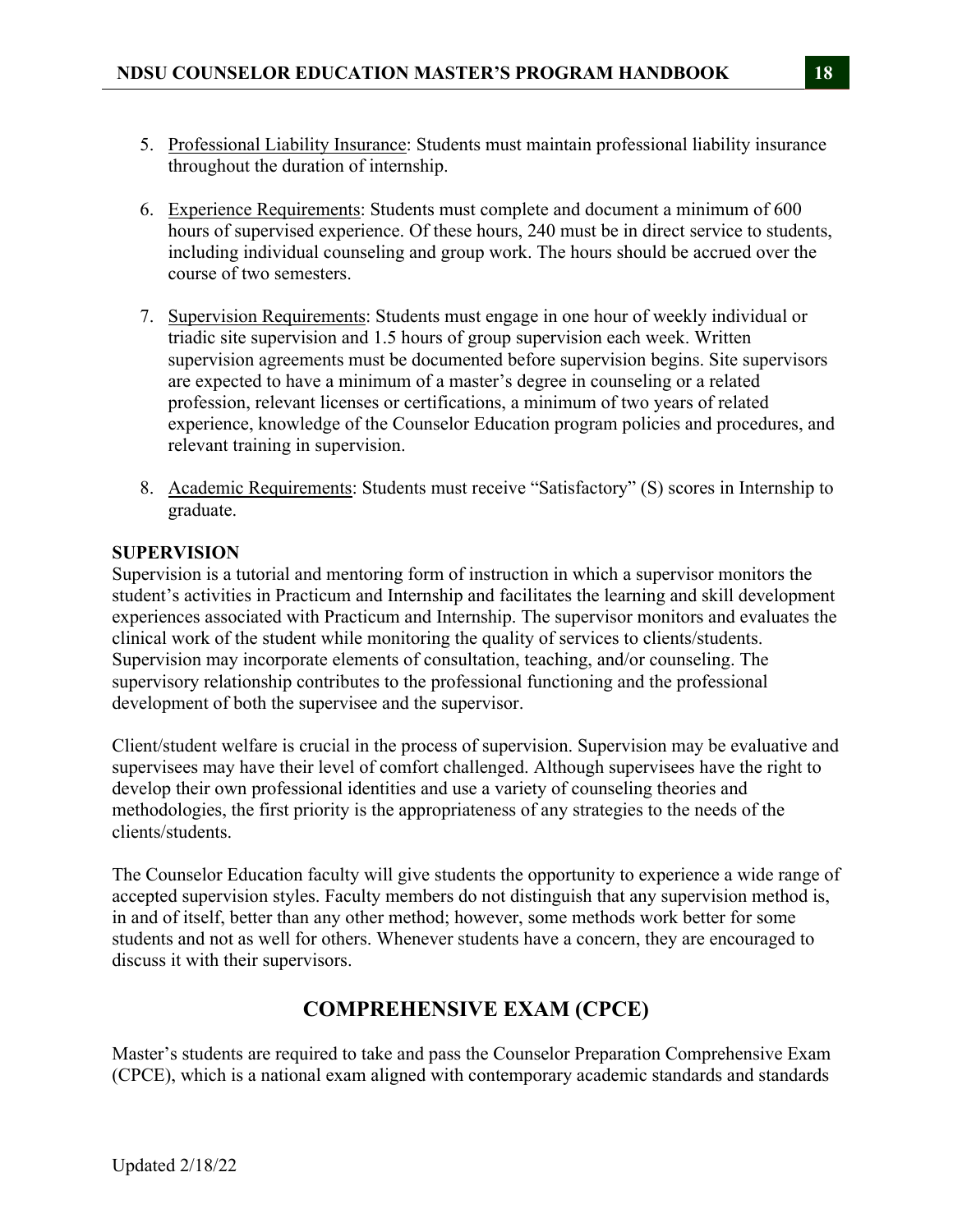5. Professional Liability Insurance: Students must maintain professional liability insurance throughout the duration of internship.

6. Experience Requirements: Students must complete and document a minimum of 600 hours of supervised experience. Of these hours, 240 must be in direct service to students, including individual counseling and group work. The hours should be accrued over the course of two semesters.

7. Supervision Requirements: Students must engage in one hour of weekly individual or triadic site supervision and 1.5 hours of group supervision each week. Written supervision agreements must be documented before supervision begins. Site supervisors are expected to have a minimum of a master's degree in counseling or a related profession, relevant licenses or certifications, a minimum of two years of related experience, knowledge of the Counselor Education program policies and procedures, and relevant training in supervision.

8. Academic Requirements: Students must receive "Satisfactory" (S) scores in Internship to graduate.

**SUPERVISION**

Supervision is a tutorial and mentoring form of instruction in which a supervisor monitors the student's activities in Practicum and Internship and facilitates the learning and skill development experiences associated with Practicum and Internship. The supervisor monitors and evaluates the clinical work of the student while monitoring the quality of services to clients/students. Supervision may incorporate elements of consultation, teaching, and/or counseling. The supervisory relationship contributes to the professional functioning and the professional development of both the supervisee and the supervisor.

Client/student welfare is crucial in the process of supervision. Supervision may be evaluative and supervisees may have their level of comfort challenged. Although supervisees have the right to develop their own professional identities and use a variety of counseling theories and methodologies, the first priority is the appropriateness of any strategies to the needs of the clients/students.

The Counselor Education faculty will give students the opportunity to experience a wide range of accepted supervision styles. Faculty members do not distinguish that any supervision method is, in and of itself, better than any other method; however, some methods work better for some students and not as well for others. Whenever students have a concern, they are encouraged to discuss it with their supervisors.

## COMPREHENSIVE EXAM (CPCE)

Master's students are required to take and pass the Counselor Preparation Comprehensive Exam (CPCE), which is a national exam aligned with contemporary academic standards and standards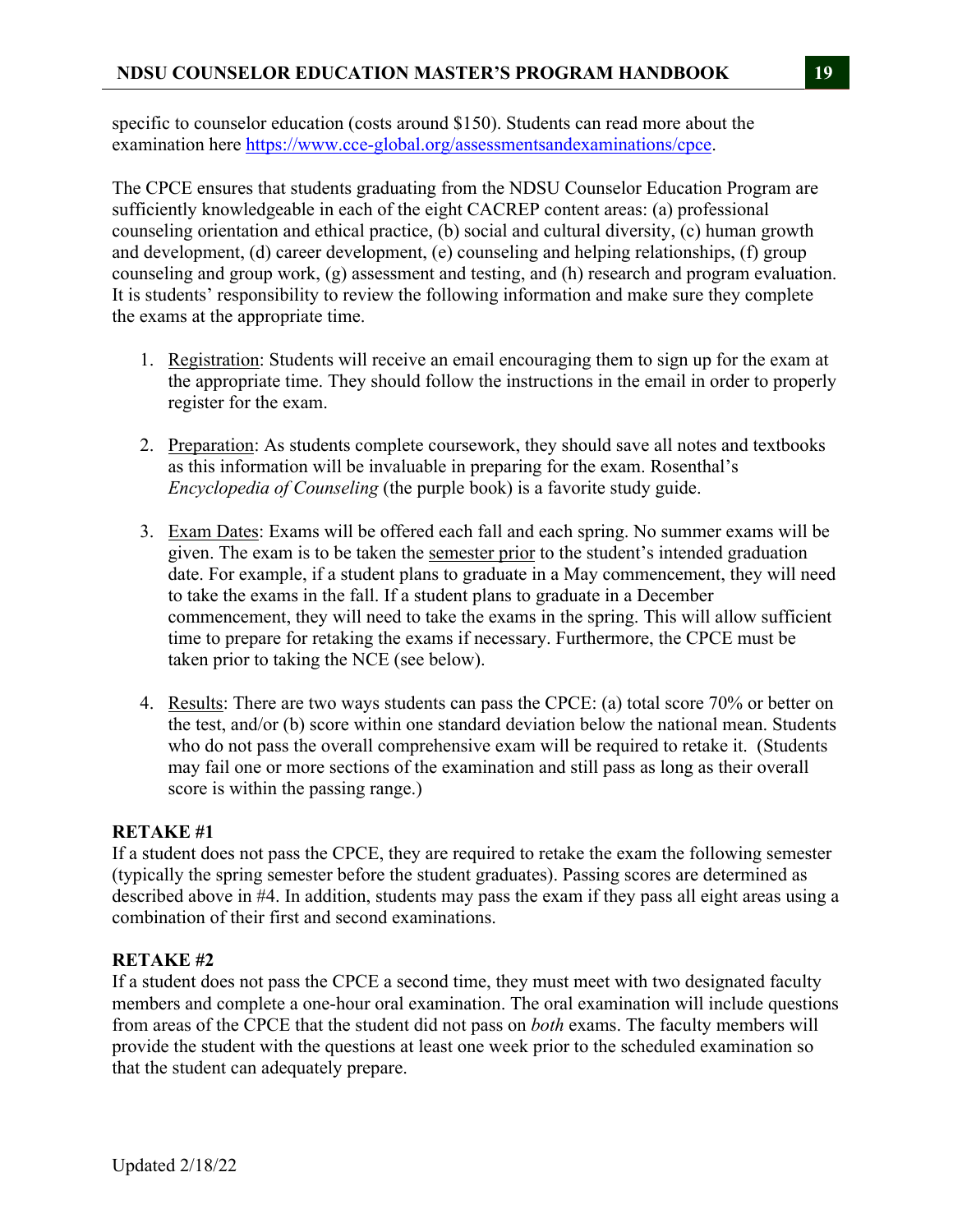specific to counselor education (costs around $150). Students can read more about the examination here https://www.cce-global.org/assessmentsandexaminations/cpce.

The CPCE ensures that students graduating from the NDSU Counselor Education Program are sufficiently knowledgeable in each of the eight CACREP content areas: (a) professional counseling orientation and ethical practice, (b) social and cultural diversity, (c) human growth and development, (d) career development, (e) counseling and helping relationships, (f) group counseling and group work, (g) assessment and testing, and (h) research and program evaluation. It is students' responsibility to review the following information and make sure they complete the exams at the appropriate time.

1. Registration: Students will receive an email encouraging them to sign up for the exam at the appropriate time. They should follow the instructions in the email in order to properly register for the exam.

2. Preparation: As students complete coursework, they should save all notes and textbooks as this information will be invaluable in preparing for the exam. Rosenthal's *Encyclopedia of Counseling* (the purple book) is a favorite study guide.

3. Exam Dates: Exams will be offered each fall and each spring. No summer exams will be given. The exam is to be taken the semester prior to the student's intended graduation date. For example, if a student plans to graduate in a May commencement, they will need to take the exams in the fall. If a student plans to graduate in a December commencement, they will need to take the exams in the spring. This will allow sufficient time to prepare for retaking the exams if necessary. Furthermore, the CPCE must be taken prior to taking the NCE (see below).

4. Results: There are two ways students can pass the CPCE: (a) total score 70% or better on the test, and/or (b) score within one standard deviation below the national mean. Students who do not pass the overall comprehensive exam will be required to retake it. (Students may fail one or more sections of the examination and still pass as long as their overall score is within the passing range.)

**RETAKE #1**

If a student does not pass the CPCE, they are required to retake the exam the following semester (typically the spring semester before the student graduates). Passing scores are determined as described above in #4. In addition, students may pass the exam if they pass all eight areas using a combination of their first and second examinations.

**RETAKE #2**

If a student does not pass the CPCE a second time, they must meet with two designated faculty members and complete a one-hour oral examination. The oral examination will include questions from areas of the CPCE that the student did not pass on *both* exams. The faculty members will provide the student with the questions at least one week prior to the scheduled examination so that the student can adequately prepare.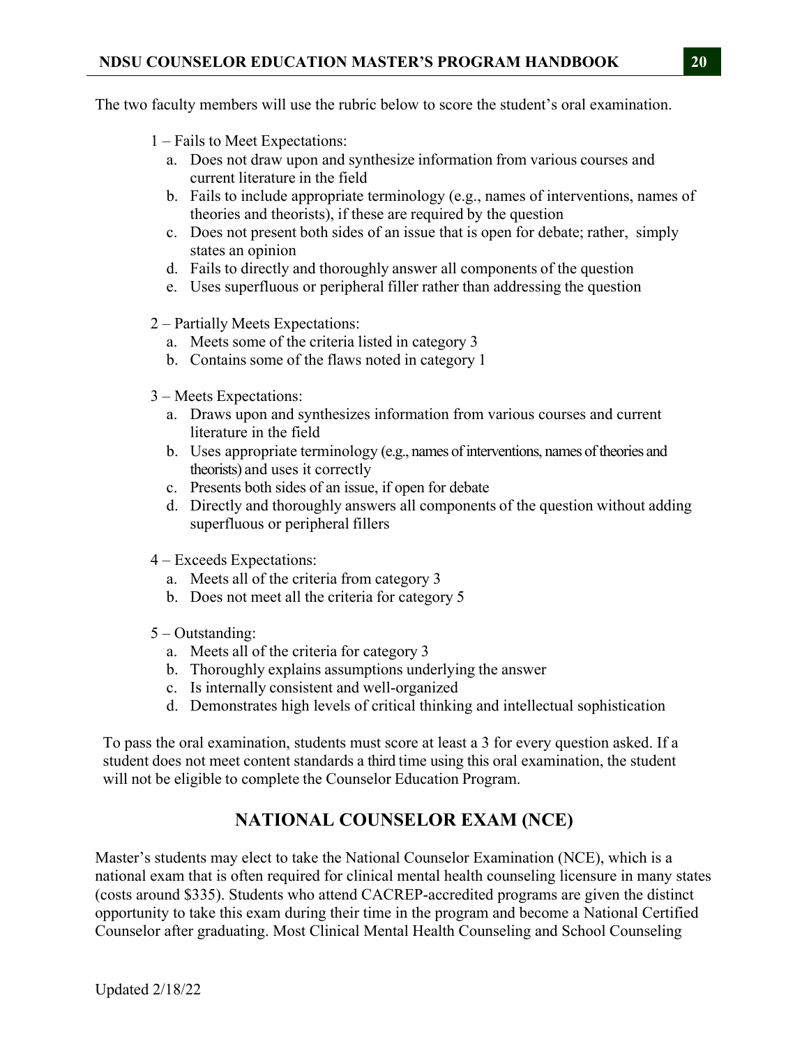The two faculty members will use the rubric below to score the student's oral examination.

1 – Fails to Meet Expectations:
   a. Does not draw upon and synthesize information from various courses and current literature in the field
   b. Fails to include appropriate terminology (e.g., names of interventions, names of theories and theorists), if these are required by the question
   c. Does not present both sides of an issue that is open for debate; rather, simply states an opinion
   d. Fails to directly and thoroughly answer all components of the question
   e. Uses superfluous or peripheral filler rather than addressing the question

2 – Partially Meets Expectations:
   a. Meets some of the criteria listed in category 3
   b. Contains some of the flaws noted in category 1

3 – Meets Expectations:
   a. Draws upon and synthesizes information from various courses and current literature in the field
   b. Uses appropriate terminology (e.g., names of interventions, names of theories and theorists) and uses it correctly
   c. Presents both sides of an issue, if open for debate
   d. Directly and thoroughly answers all components of the question without adding superfluous or peripheral fillers

4 – Exceeds Expectations:
   a. Meets all of the criteria from category 3
   b. Does not meet all the criteria for category 5

5 – Outstanding:
   a. Meets all of the criteria for category 3
   b. Thoroughly explains assumptions underlying the answer
   c. Is internally consistent and well-organized
   d. Demonstrates high levels of critical thinking and intellectual sophistication

To pass the oral examination, students must score at least a 3 for every question asked. If a student does not meet content standards a third time using this oral examination, the student will not be eligible to complete the Counselor Education Program.

## NATIONAL COUNSELOR EXAM (NCE)

Master's students may elect to take the National Counselor Examination (NCE), which is a national exam that is often required for clinical mental health counseling licensure in many states (costs around $335). Students who attend CACREP-accredited programs are given the distinct opportunity to take this exam during their time in the program and become a National Certified Counselor after graduating. Most Clinical Mental Health Counseling and School Counseling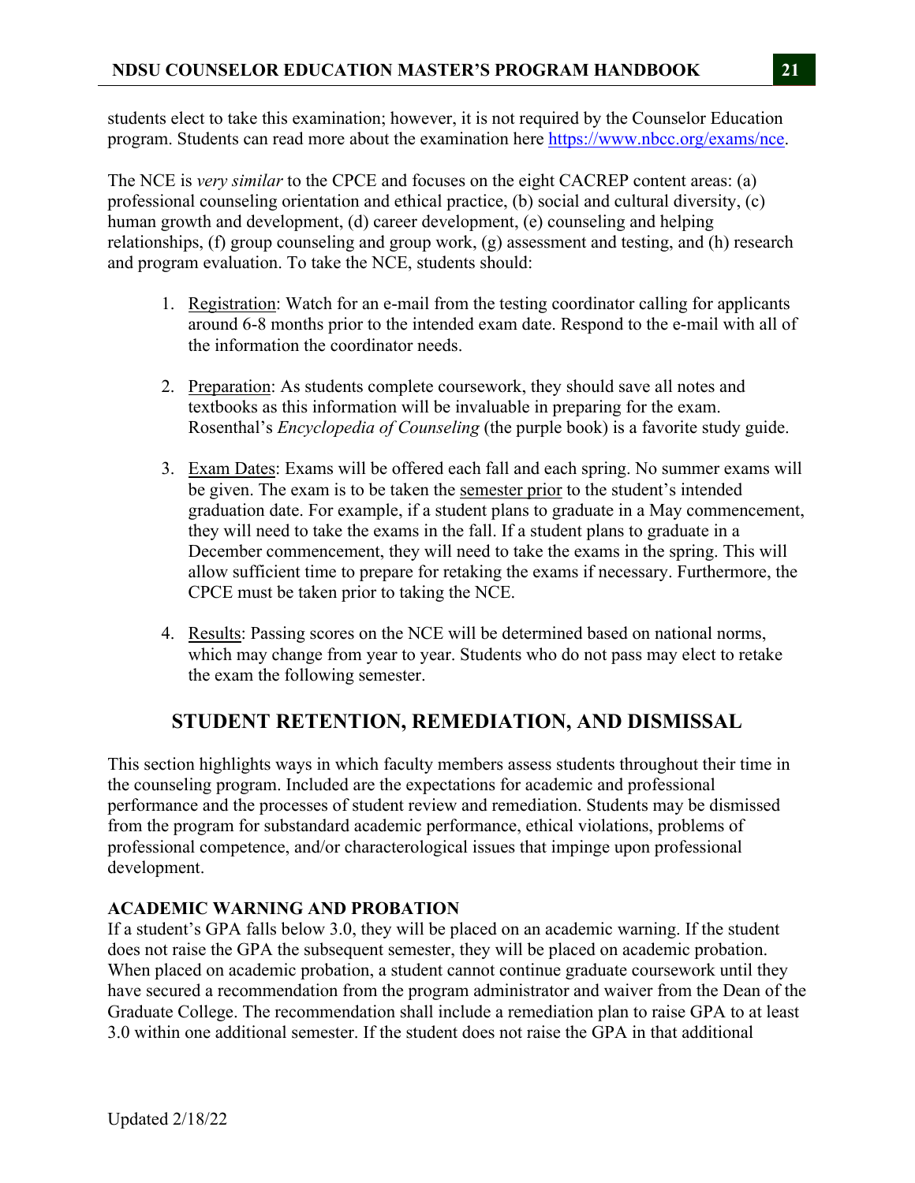students elect to take this examination; however, it is not required by the Counselor Education program. Students can read more about the examination here https://www.nbcc.org/exams/nce.

The NCE is *very similar* to the CPCE and focuses on the eight CACREP content areas: (a) professional counseling orientation and ethical practice, (b) social and cultural diversity, (c) human growth and development, (d) career development, (e) counseling and helping relationships, (f) group counseling and group work, (g) assessment and testing, and (h) research and program evaluation. To take the NCE, students should:

1. <u>Registration</u>: Watch for an e-mail from the testing coordinator calling for applicants around 6-8 months prior to the intended exam date. Respond to the e-mail with all of the information the coordinator needs.

2. <u>Preparation</u>: As students complete coursework, they should save all notes and textbooks as this information will be invaluable in preparing for the exam. Rosenthal's *Encyclopedia of Counseling* (the purple book) is a favorite study guide.

3. <u>Exam Dates</u>: Exams will be offered each fall and each spring. No summer exams will be given. The exam is to be taken the <u>semester prior</u> to the student's intended graduation date. For example, if a student plans to graduate in a May commencement, they will need to take the exams in the fall. If a student plans to graduate in a December commencement, they will need to take the exams in the spring. This will allow sufficient time to prepare for retaking the exams if necessary. Furthermore, the CPCE must be taken prior to taking the NCE.

4. <u>Results</u>: Passing scores on the NCE will be determined based on national norms, which may change from year to year. Students who do not pass may elect to retake the exam the following semester.

## STUDENT RETENTION, REMEDIATION, AND DISMISSAL

This section highlights ways in which faculty members assess students throughout their time in the counseling program. Included are the expectations for academic and professional performance and the processes of student review and remediation. Students may be dismissed from the program for substandard academic performance, ethical violations, problems of professional competence, and/or characterological issues that impinge upon professional development.

### ACADEMIC WARNING AND PROBATION

If a student's GPA falls below 3.0, they will be placed on an academic warning. If the student does not raise the GPA the subsequent semester, they will be placed on academic probation. When placed on academic probation, a student cannot continue graduate coursework until they have secured a recommendation from the program administrator and waiver from the Dean of the Graduate College. The recommendation shall include a remediation plan to raise GPA to at least 3.0 within one additional semester. If the student does not raise the GPA in that additional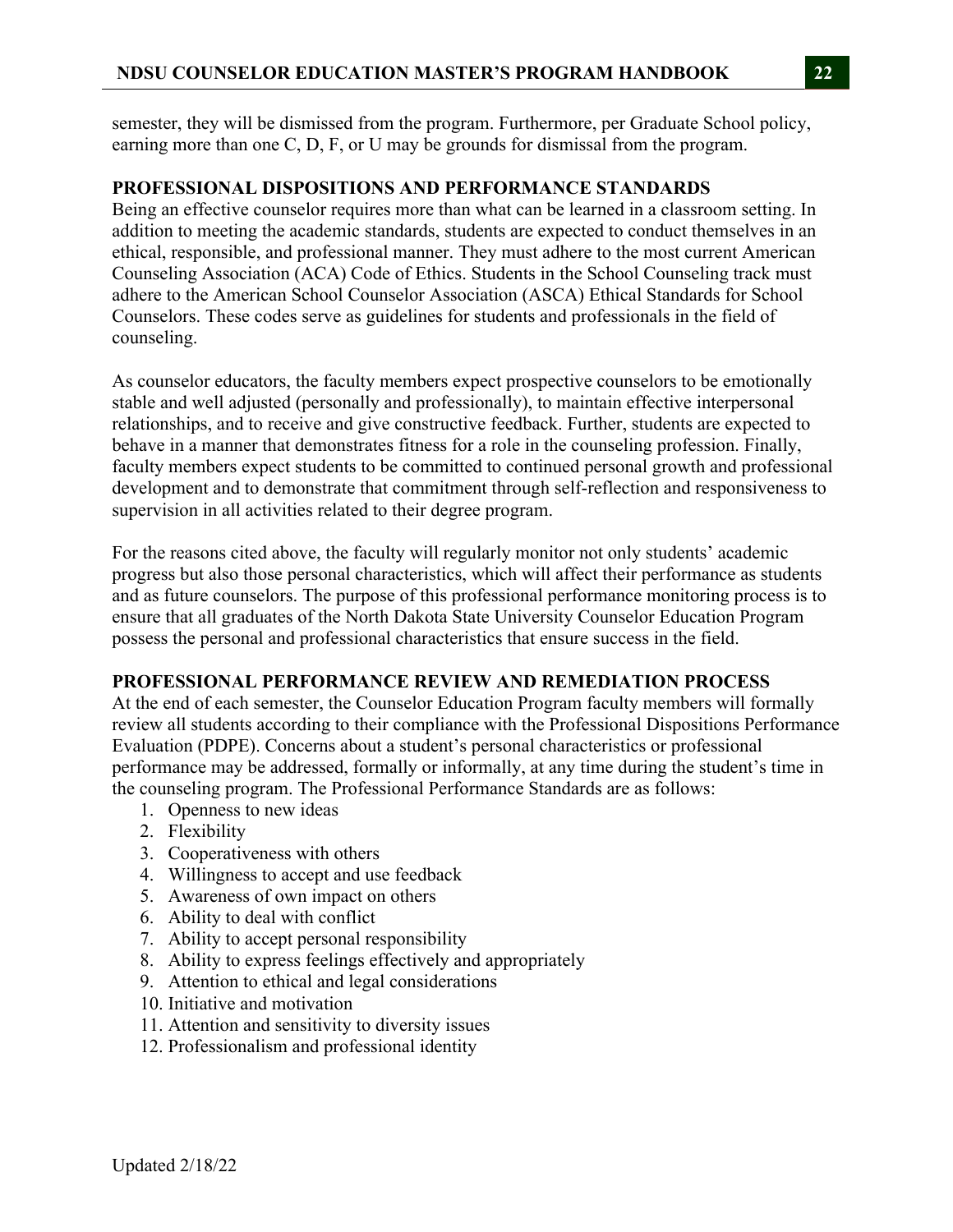semester, they will be dismissed from the program. Furthermore, per Graduate School policy, earning more than one C, D, F, or U may be grounds for dismissal from the program.

## PROFESSIONAL DISPOSITIONS AND PERFORMANCE STANDARDS

Being an effective counselor requires more than what can be learned in a classroom setting. In addition to meeting the academic standards, students are expected to conduct themselves in an ethical, responsible, and professional manner. They must adhere to the most current American Counseling Association (ACA) Code of Ethics. Students in the School Counseling track must adhere to the American School Counselor Association (ASCA) Ethical Standards for School Counselors. These codes serve as guidelines for students and professionals in the field of counseling.

As counselor educators, the faculty members expect prospective counselors to be emotionally stable and well adjusted (personally and professionally), to maintain effective interpersonal relationships, and to receive and give constructive feedback. Further, students are expected to behave in a manner that demonstrates fitness for a role in the counseling profession. Finally, faculty members expect students to be committed to continued personal growth and professional development and to demonstrate that commitment through self-reflection and responsiveness to supervision in all activities related to their degree program.

For the reasons cited above, the faculty will regularly monitor not only students' academic progress but also those personal characteristics, which will affect their performance as students and as future counselors. The purpose of this professional performance monitoring process is to ensure that all graduates of the North Dakota State University Counselor Education Program possess the personal and professional characteristics that ensure success in the field.

## PROFESSIONAL PERFORMANCE REVIEW AND REMEDIATION PROCESS

At the end of each semester, the Counselor Education Program faculty members will formally review all students according to their compliance with the Professional Dispositions Performance Evaluation (PDPE). Concerns about a student's personal characteristics or professional performance may be addressed, formally or informally, at any time during the student's time in the counseling program. The Professional Performance Standards are as follows:

1. Openness to new ideas
2. Flexibility
3. Cooperativeness with others
4. Willingness to accept and use feedback
5. Awareness of own impact on others
6. Ability to deal with conflict
7. Ability to accept personal responsibility
8. Ability to express feelings effectively and appropriately
9. Attention to ethical and legal considerations
10. Initiative and motivation
11. Attention and sensitivity to diversity issues
12. Professionalism and professional identity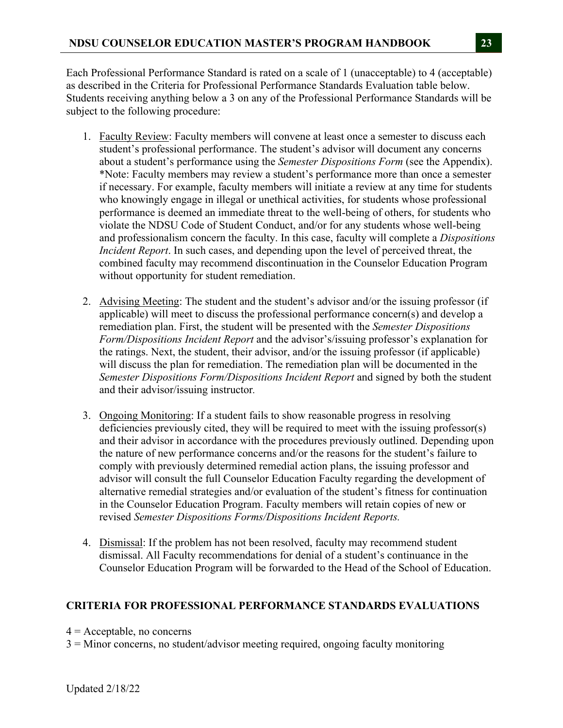Each Professional Performance Standard is rated on a scale of 1 (unacceptable) to 4 (acceptable) as described in the Criteria for Professional Performance Standards Evaluation table below. Students receiving anything below a 3 on any of the Professional Performance Standards will be subject to the following procedure:

1. Faculty Review: Faculty members will convene at least once a semester to discuss each student's professional performance. The student's advisor will document any concerns about a student's performance using the *Semester Dispositions Form* (see the Appendix). *Note: Faculty members may review a student's performance more than once a semester if necessary. For example, faculty members will initiate a review at any time for students who knowingly engage in illegal or unethical activities, for students whose professional performance is deemed an immediate threat to the well-being of others, for students who violate the NDSU Code of Student Conduct, and/or for any students whose well-being and professionalism concern the faculty. In this case, faculty will complete a *Dispositions Incident Report*. In such cases, and depending upon the level of perceived threat, the combined faculty may recommend discontinuation in the Counselor Education Program without opportunity for student remediation.

2. Advising Meeting: The student and the student's advisor and/or the issuing professor (if applicable) will meet to discuss the professional performance concern(s) and develop a remediation plan. First, the student will be presented with the *Semester Dispositions Form/Dispositions Incident Report* and the advisor's/issuing professor's explanation for the ratings. Next, the student, their advisor, and/or the issuing professor (if applicable) will discuss the plan for remediation. The remediation plan will be documented in the *Semester Dispositions Form/Dispositions Incident Report* and signed by both the student and their advisor/issuing instructor.

3. Ongoing Monitoring: If a student fails to show reasonable progress in resolving deficiencies previously cited, they will be required to meet with the issuing professor(s) and their advisor in accordance with the procedures previously outlined. Depending upon the nature of new performance concerns and/or the reasons for the student's failure to comply with previously determined remedial action plans, the issuing professor and advisor will consult the full Counselor Education Faculty regarding the development of alternative remedial strategies and/or evaluation of the student's fitness for continuation in the Counselor Education Program. Faculty members will retain copies of new or revised *Semester Dispositions Forms/Dispositions Incident Reports.*

4. Dismissal: If the problem has not been resolved, faculty may recommend student dismissal. All Faculty recommendations for denial of a student's continuance in the Counselor Education Program will be forwarded to the Head of the School of Education.

## CRITERIA FOR PROFESSIONAL PERFORMANCE STANDARDS EVALUATIONS

4 = Acceptable, no concerns
3 = Minor concerns, no student/advisor meeting required, ongoing faculty monitoring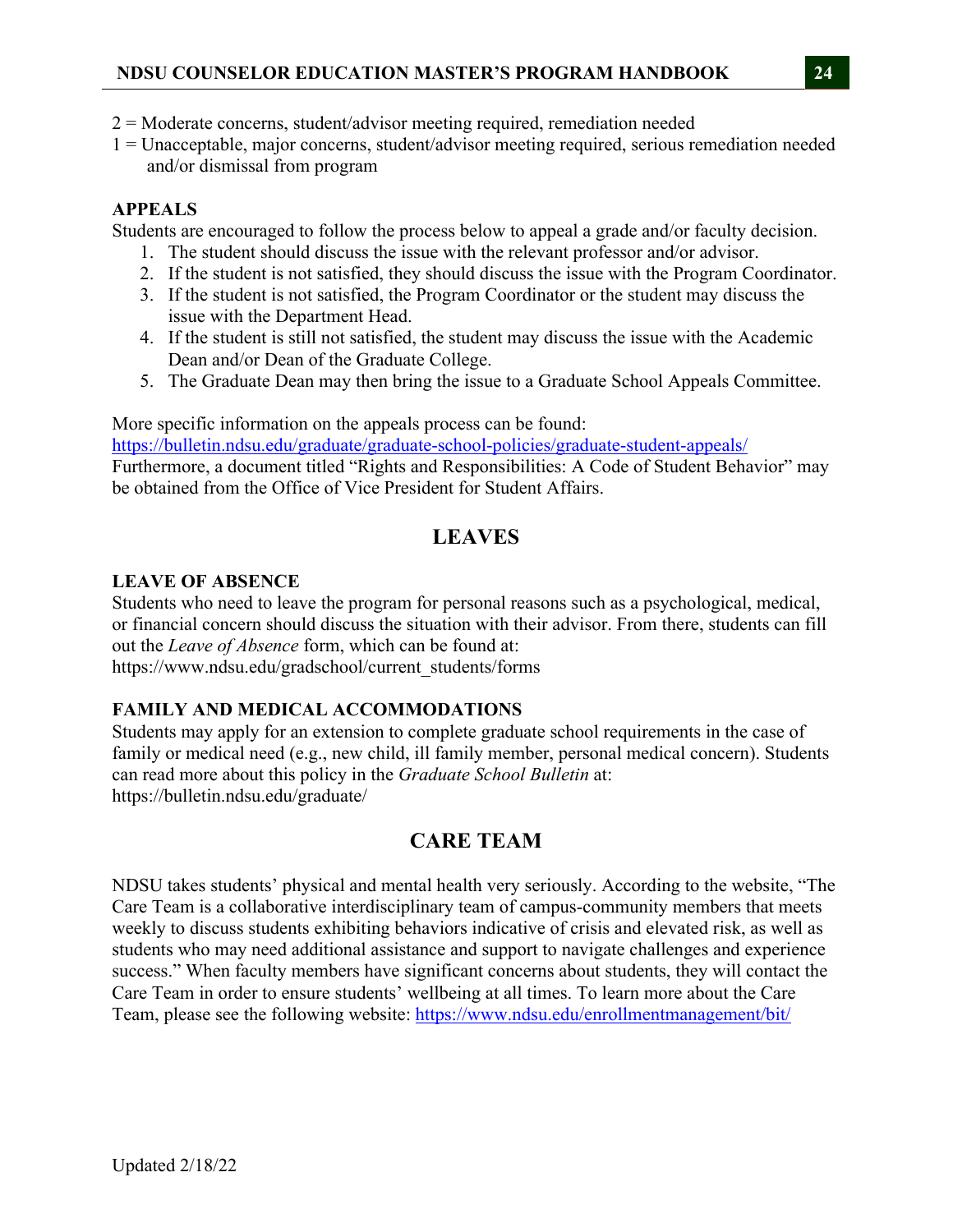2 = Moderate concerns, student/advisor meeting required, remediation needed
1 = Unacceptable, major concerns, student/advisor meeting required, serious remediation needed and/or dismissal from program

### APPEALS

Students are encouraged to follow the process below to appeal a grade and/or faculty decision.

1. The student should discuss the issue with the relevant professor and/or advisor.
2. If the student is not satisfied, they should discuss the issue with the Program Coordinator.
3. If the student is not satisfied, the Program Coordinator or the student may discuss the issue with the Department Head.
4. If the student is still not satisfied, the student may discuss the issue with the Academic Dean and/or Dean of the Graduate College.
5. The Graduate Dean may then bring the issue to a Graduate School Appeals Committee.

More specific information on the appeals process can be found:
https://bulletin.ndsu.edu/graduate/graduate-school-policies/graduate-student-appeals/
Furthermore, a document titled "Rights and Responsibilities: A Code of Student Behavior" may be obtained from the Office of Vice President for Student Affairs.

## LEAVES

### LEAVE OF ABSENCE

Students who need to leave the program for personal reasons such as a psychological, medical, or financial concern should discuss the situation with their advisor. From there, students can fill out the *Leave of Absence* form, which can be found at:
https://www.ndsu.edu/gradschool/current_students/forms

### FAMILY AND MEDICAL ACCOMMODATIONS

Students may apply for an extension to complete graduate school requirements in the case of family or medical need (e.g., new child, ill family member, personal medical concern). Students can read more about this policy in the *Graduate School Bulletin* at:
https://bulletin.ndsu.edu/graduate/

## CARE TEAM

NDSU takes students' physical and mental health very seriously. According to the website, "The Care Team is a collaborative interdisciplinary team of campus-community members that meets weekly to discuss students exhibiting behaviors indicative of crisis and elevated risk, as well as students who may need additional assistance and support to navigate challenges and experience success." When faculty members have significant concerns about students, they will contact the Care Team in order to ensure students' wellbeing at all times. To learn more about the Care Team, please see the following website: https://www.ndsu.edu/enrollmentmanagement/bit/

Updated 2/18/22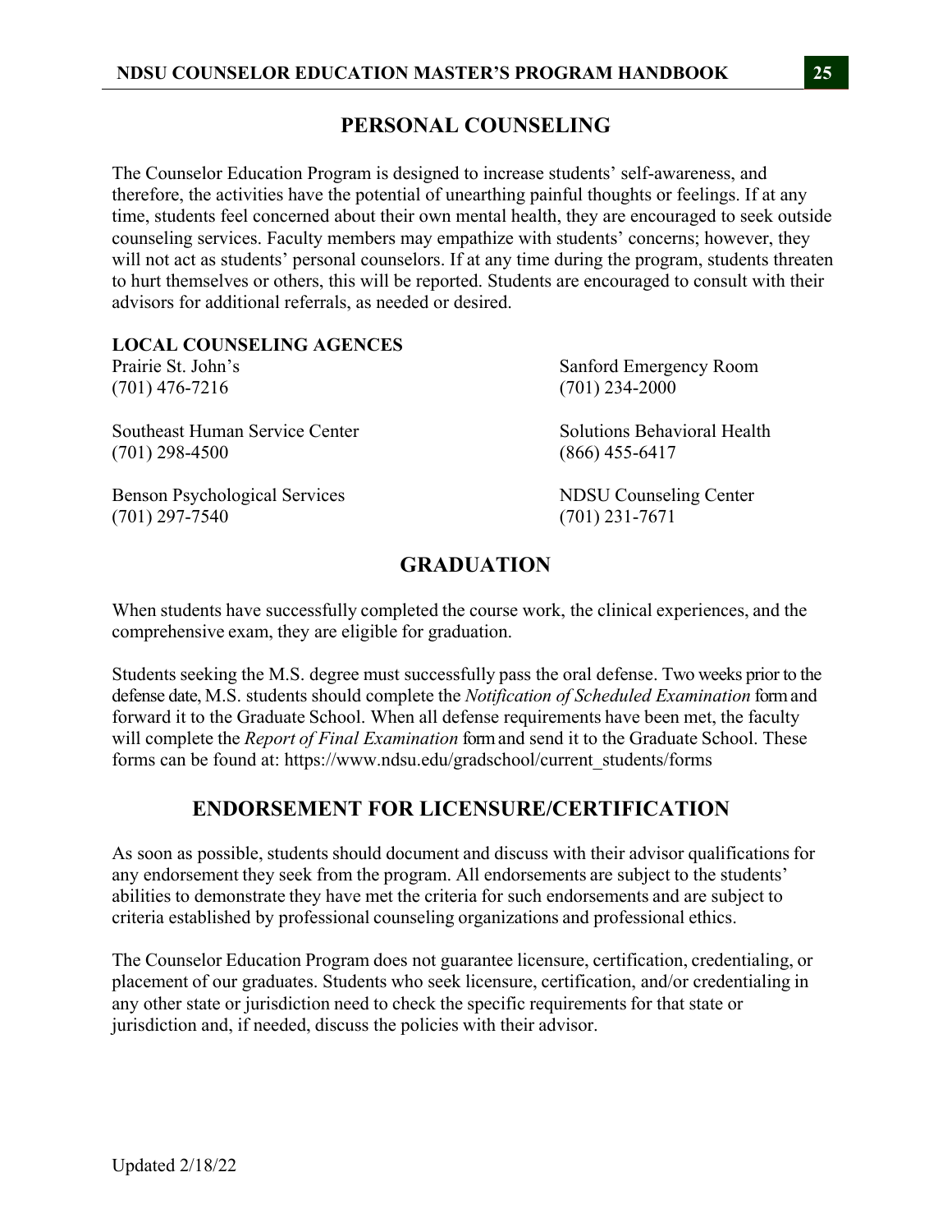## PERSONAL COUNSELING

The Counselor Education Program is designed to increase students' self-awareness, and therefore, the activities have the potential of unearthing painful thoughts or feelings. If at any time, students feel concerned about their own mental health, they are encouraged to seek outside counseling services. Faculty members may empathize with students' concerns; however, they will not act as students' personal counselors. If at any time during the program, students threaten to hurt themselves or others, this will be reported. Students are encouraged to consult with their advisors for additional referrals, as needed or desired.

**LOCAL COUNSELING AGENCIES**

Prairie St. John's
(701) 476-7216

Southeast Human Service Center
(701) 298-4500

Benson Psychological Services
(701) 297-7540

Sanford Emergency Room
(701) 234-2000

Solutions Behavioral Health
(866) 455-6417

NDSU Counseling Center
(701) 231-7671

## GRADUATION

When students have successfully completed the course work, the clinical experiences, and the comprehensive exam, they are eligible for graduation.

Students seeking the M.S. degree must successfully pass the oral defense. Two weeks prior to the defense date, M.S. students should complete the *Notification of Scheduled Examination* form and forward it to the Graduate School. When all defense requirements have been met, the faculty will complete the *Report of Final Examination* form and send it to the Graduate School. These forms can be found at: https://www.ndsu.edu/gradschool/current_students/forms

## ENDORSEMENT FOR LICENSURE/CERTIFICATION

As soon as possible, students should document and discuss with their advisor qualifications for any endorsement they seek from the program. All endorsements are subject to the students' abilities to demonstrate they have met the criteria for such endorsements and are subject to criteria established by professional counseling organizations and professional ethics.

The Counselor Education Program does not guarantee licensure, certification, credentialing, or placement of our graduates. Students who seek licensure, certification, and/or credentialing in any other state or jurisdiction need to check the specific requirements for that state or jurisdiction and, if needed, discuss the policies with their advisor.

Updated 2/18/22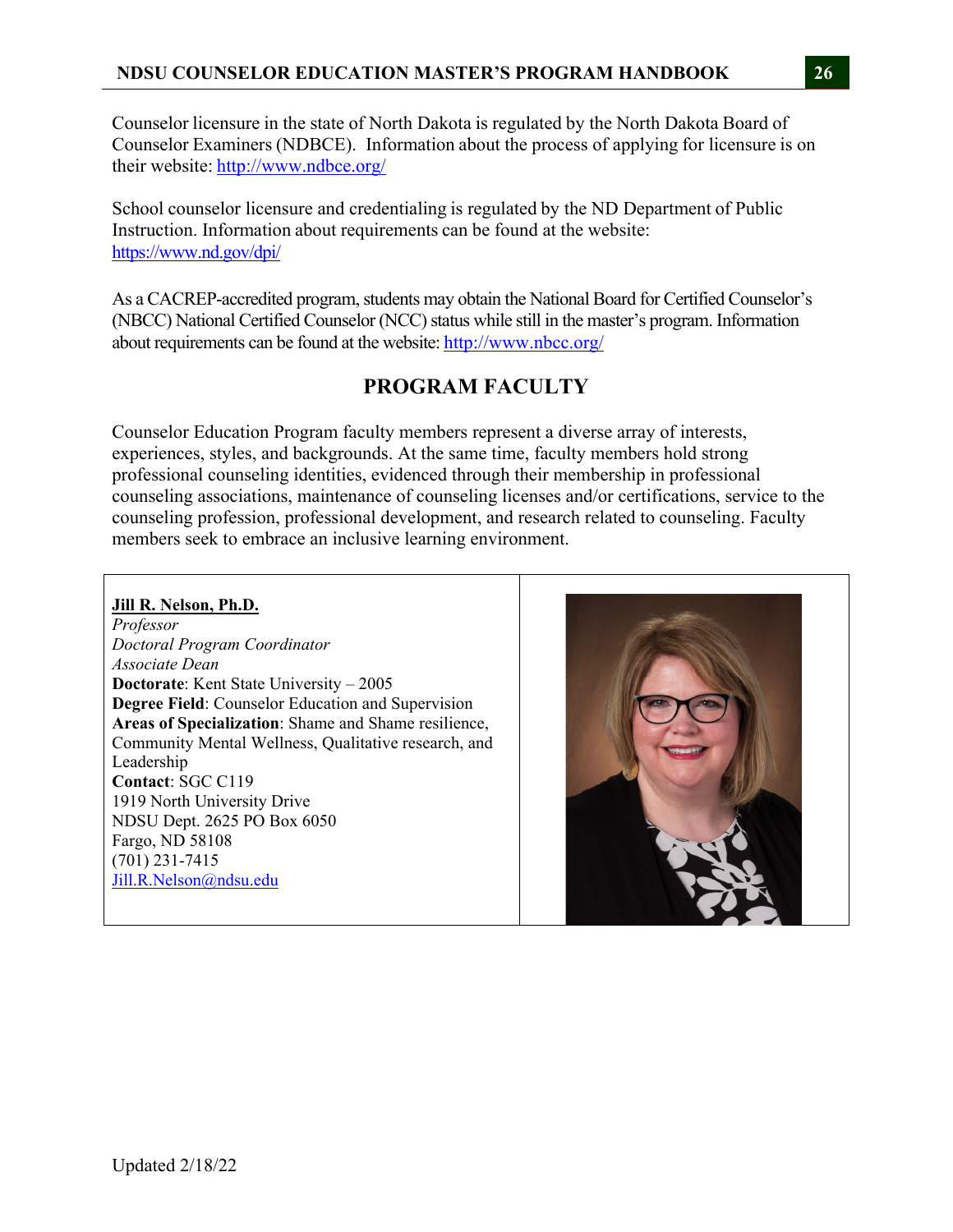Counselor licensure in the state of North Dakota is regulated by the North Dakota Board of Counselor Examiners (NDBCE). Information about the process of applying for licensure is on their website: http://www.ndbce.org/

School counselor licensure and credentialing is regulated by the ND Department of Public Instruction. Information about requirements can be found at the website: https://www.nd.gov/dpi/

As a CACREP-accredited program, students may obtain the National Board for Certified Counselor's (NBCC) National Certified Counselor (NCC) status while still in the master's program. Information about requirements can be found at the website: http://www.nbcc.org/

## PROGRAM FACULTY

Counselor Education Program faculty members represent a diverse array of interests, experiences, styles, and backgrounds. At the same time, faculty members hold strong professional counseling identities, evidenced through their membership in professional counseling associations, maintenance of counseling licenses and/or certifications, service to the counseling profession, professional development, and research related to counseling. Faculty members seek to embrace an inclusive learning environment.

**Jill R. Nelson, Ph.D.**
*Professor*
*Doctoral Program Coordinator*
*Associate Dean*
**Doctorate**: Kent State University – 2005
**Degree Field**: Counselor Education and Supervision
**Areas of Specialization**: Shame and Shame resilience, Community Mental Wellness, Qualitative research, and Leadership
**Contact**: SGC C119
1919 North University Drive
NDSU Dept. 2625 PO Box 6050
Fargo, ND 58108
(701) 231-7415
Jill.R.Nelson@ndsu.edu

Updated 2/18/22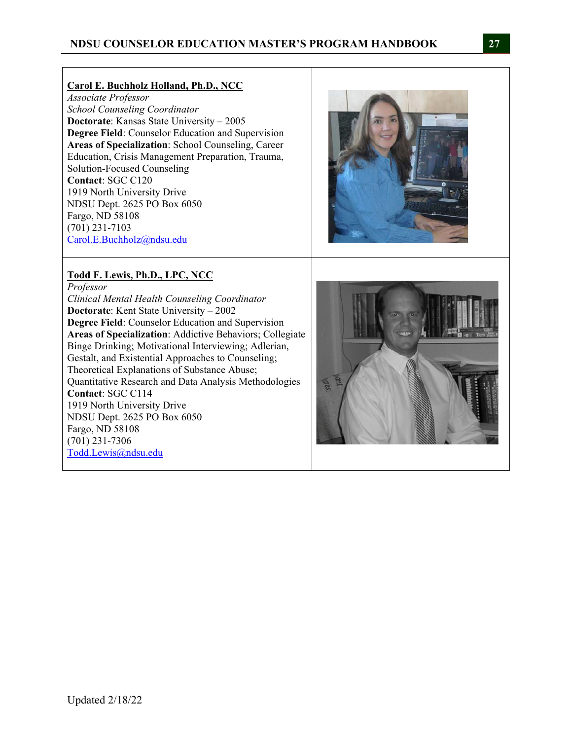**Carol E. Buchholz Holland, Ph.D., NCC**
*Associate Professor*
*School Counseling Coordinator*
**Doctorate**: Kansas State University – 2005
**Degree Field**: Counselor Education and Supervision
**Areas of Specialization**: School Counseling, Career Education, Crisis Management Preparation, Trauma, Solution-Focused Counseling
**Contact**: SGC C120
1919 North University Drive
NDSU Dept. 2625 PO Box 6050
Fargo, ND 58108
(701) 231-7103
Carol.E.Buchholz@ndsu.edu

**Todd F. Lewis, Ph.D., LPC, NCC**
*Professor*
*Clinical Mental Health Counseling Coordinator*
**Doctorate**: Kent State University – 2002
**Degree Field**: Counselor Education and Supervision
**Areas of Specialization**: Addictive Behaviors; Collegiate Binge Drinking; Motivational Interviewing; Adlerian, Gestalt, and Existential Approaches to Counseling; Theoretical Explanations of Substance Abuse; Quantitative Research and Data Analysis Methodologies
**Contact**: SGC C114
1919 North University Drive
NDSU Dept. 2625 PO Box 6050
Fargo, ND 58108
(701) 231-7306
Todd.Lewis@ndsu.edu

Updated 2/18/22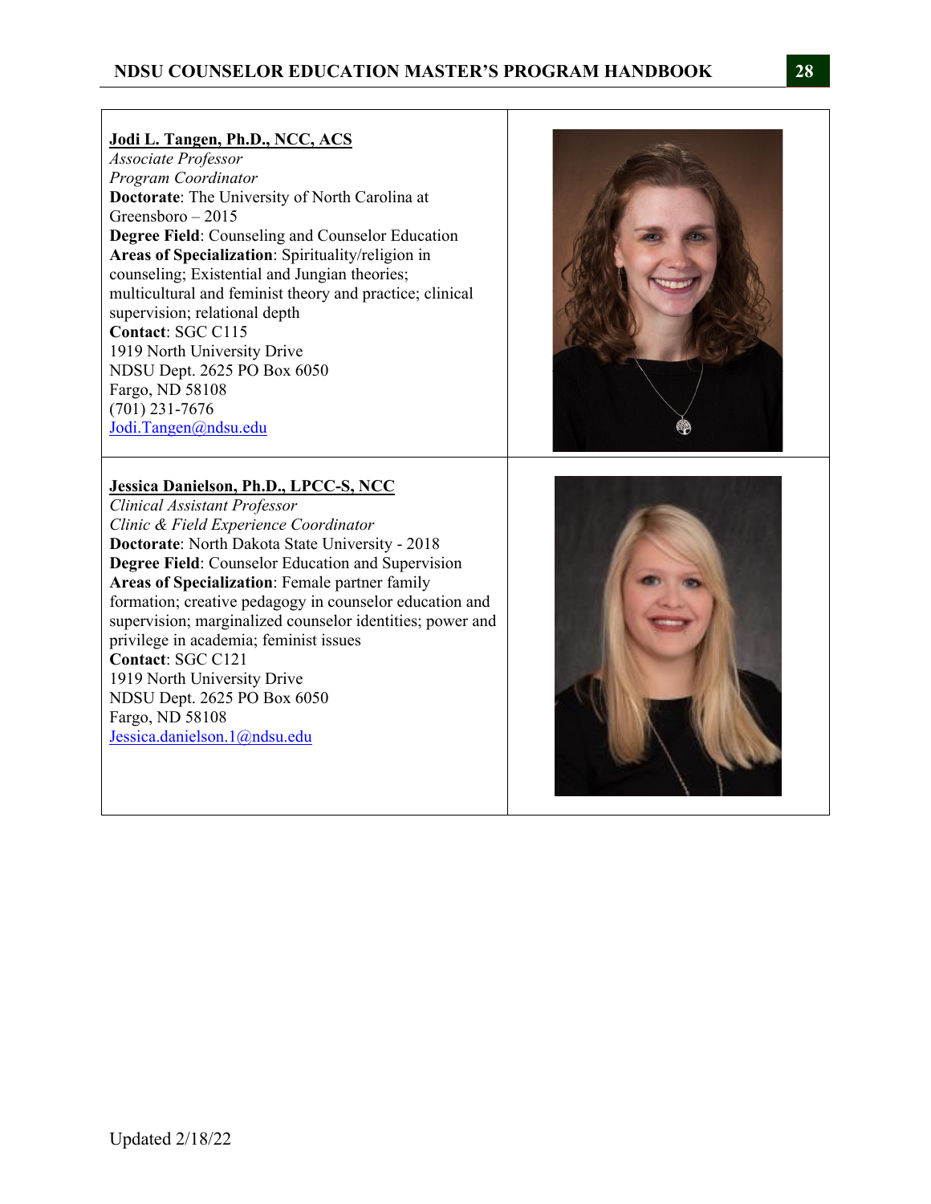**Jodi L. Tangen, Ph.D., NCC, ACS**
*Associate Professor*
*Program Coordinator*
**Doctorate**: The University of North Carolina at Greensboro – 2015
**Degree Field**: Counseling and Counselor Education
**Areas of Specialization**: Spirituality/religion in counseling; Existential and Jungian theories; multicultural and feminist theory and practice; clinical supervision; relational depth
**Contact**: SGC C115
1919 North University Drive
NDSU Dept. 2625 PO Box 6050
Fargo, ND 58108
(701) 231-7676
Jodi.Tangen@ndsu.edu

**Jessica Danielson, Ph.D., LPCC-S, NCC**
*Clinical Assistant Professor*
*Clinic & Field Experience Coordinator*
**Doctorate**: North Dakota State University - 2018
**Degree Field**: Counselor Education and Supervision
**Areas of Specialization**: Female partner family formation; creative pedagogy in counselor education and supervision; marginalized counselor identities; power and privilege in academia; feminist issues
**Contact**: SGC C121
1919 North University Drive
NDSU Dept. 2625 PO Box 6050
Fargo, ND 58108
Jessica.danielson.1@ndsu.edu

Updated 2/18/22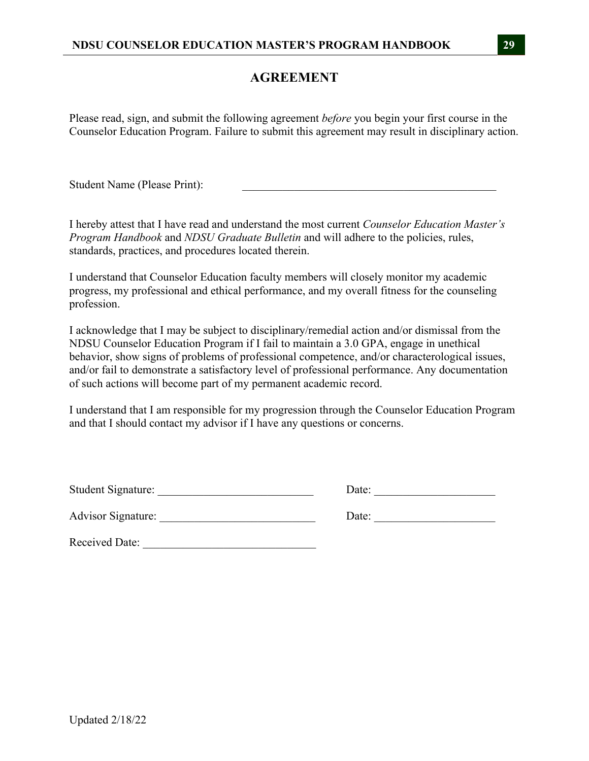# AGREEMENT

Please read, sign, and submit the following agreement *before* you begin your first course in the Counselor Education Program. Failure to submit this agreement may result in disciplinary action.

Student Name (Please Print): ______________________________________________

I hereby attest that I have read and understand the most current *Counselor Education Master's Program Handbook* and *NDSU Graduate Bulletin* and will adhere to the policies, rules, standards, practices, and procedures located therein.

I understand that Counselor Education faculty members will closely monitor my academic progress, my professional and ethical performance, and my overall fitness for the counseling profession.

I acknowledge that I may be subject to disciplinary/remedial action and/or dismissal from the NDSU Counselor Education Program if I fail to maintain a 3.0 GPA, engage in unethical behavior, show signs of problems of professional competence, and/or characterological issues, and/or fail to demonstrate a satisfactory level of professional performance. Any documentation of such actions will become part of my permanent academic record.

I understand that I am responsible for my progression through the Counselor Education Program and that I should contact my advisor if I have any questions or concerns.

Student Signature: ___________________________ Date: _____________________

Advisor Signature: ___________________________ Date: _____________________

Received Date: ______________________________

Updated 2/18/22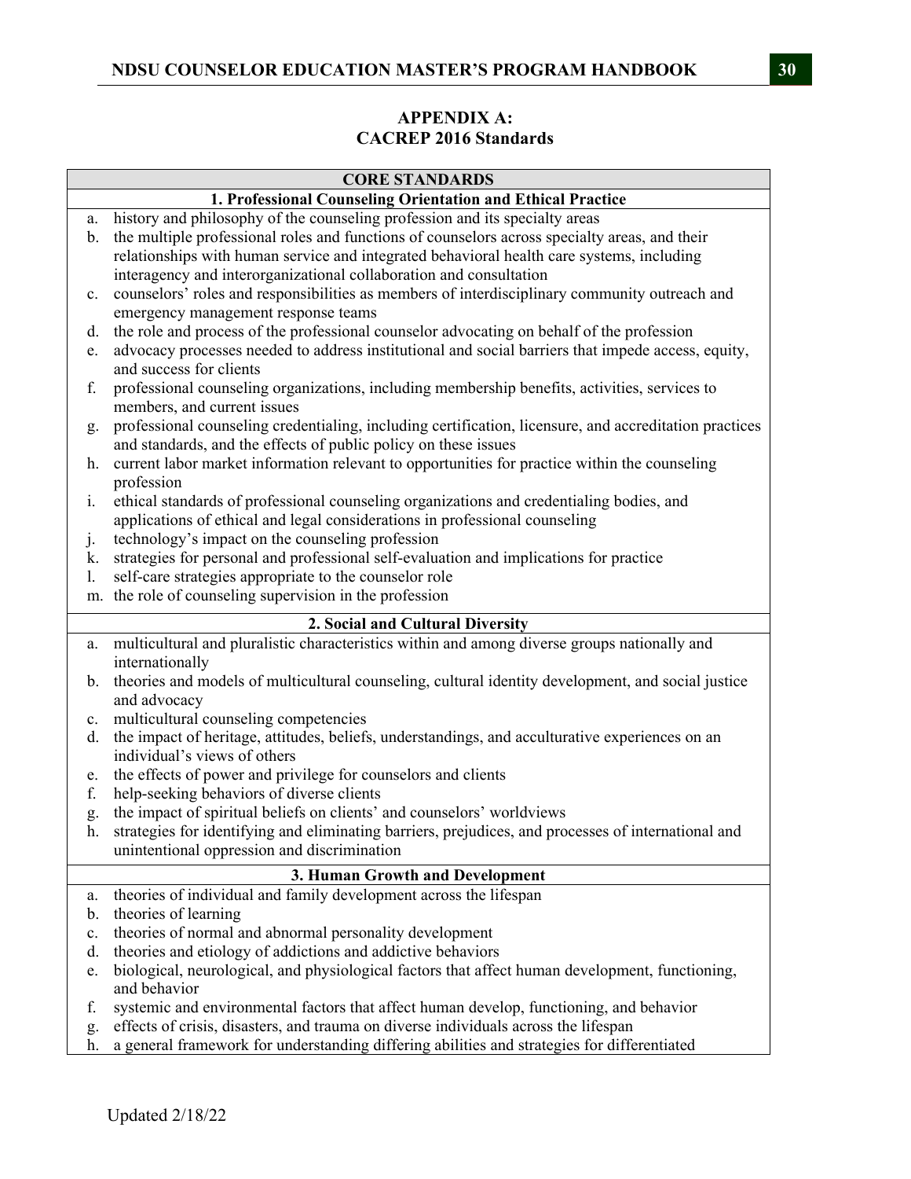## APPENDIX A:
## CACREP 2016 Standards

| CORE STANDARDS |
|---|
| **1. Professional Counseling Orientation and Ethical Practice** |
| a. history and philosophy of the counseling profession and its specialty areas |
| b. the multiple professional roles and functions of counselors across specialty areas, and their relationships with human service and integrated behavioral health care systems, including interagency and interorganizational collaboration and consultation |
| c. counselors' roles and responsibilities as members of interdisciplinary community outreach and emergency management response teams |
| d. the role and process of the professional counselor advocating on behalf of the profession |
| e. advocacy processes needed to address institutional and social barriers that impede access, equity, and success for clients |
| f. professional counseling organizations, including membership benefits, activities, services to members, and current issues |
| g. professional counseling credentialing, including certification, licensure, and accreditation practices and standards, and the effects of public policy on these issues |
| h. current labor market information relevant to opportunities for practice within the counseling profession |
| i. ethical standards of professional counseling organizations and credentialing bodies, and applications of ethical and legal considerations in professional counseling |
| j. technology's impact on the counseling profession |
| k. strategies for personal and professional self-evaluation and implications for practice |
| l. self-care strategies appropriate to the counselor role |
| m. the role of counseling supervision in the profession |
| **2. Social and Cultural Diversity** |
| a. multicultural and pluralistic characteristics within and among diverse groups nationally and internationally |
| b. theories and models of multicultural counseling, cultural identity development, and social justice and advocacy |
| c. multicultural counseling competencies |
| d. the impact of heritage, attitudes, beliefs, understandings, and acculturative experiences on an individual's views of others |
| e. the effects of power and privilege for counselors and clients |
| f. help-seeking behaviors of diverse clients |
| g. the impact of spiritual beliefs on clients' and counselors' worldviews |
| h. strategies for identifying and eliminating barriers, prejudices, and processes of international and unintentional oppression and discrimination |
| **3. Human Growth and Development** |
| a. theories of individual and family development across the lifespan |
| b. theories of learning |
| c. theories of normal and abnormal personality development |
| d. theories and etiology of addictions and addictive behaviors |
| e. biological, neurological, and physiological factors that affect human development, functioning, and behavior |
| f. systemic and environmental factors that affect human develop, functioning, and behavior |
| g. effects of crisis, disasters, and trauma on diverse individuals across the lifespan |
| h. a general framework for understanding differing abilities and strategies for differentiated |

Updated 2/18/22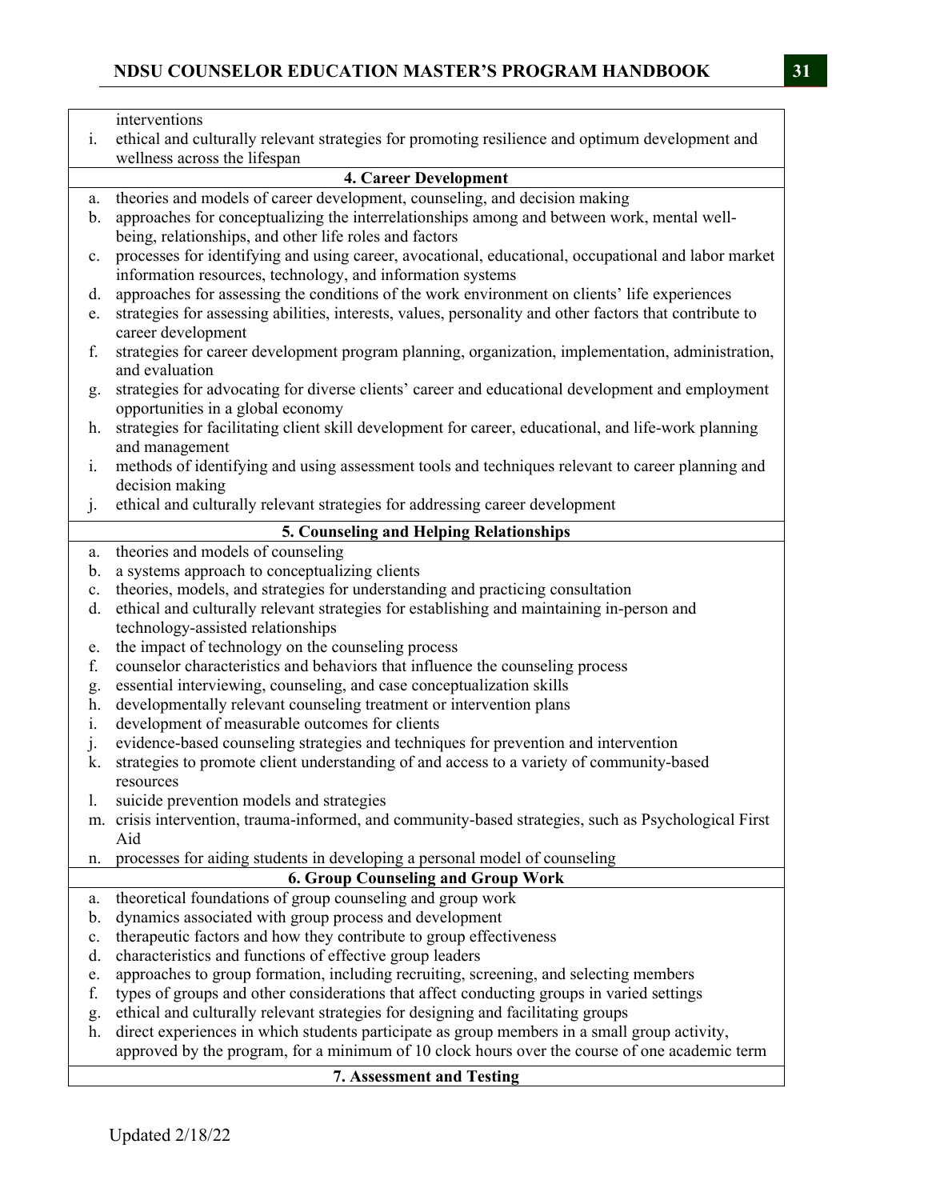interventions

i. ethical and culturally relevant strategies for promoting resilience and optimum development and wellness across the lifespan

**4. Career Development**

a. theories and models of career development, counseling, and decision making
b. approaches for conceptualizing the interrelationships among and between work, mental well-being, relationships, and other life roles and factors
c. processes for identifying and using career, avocational, educational, occupational and labor market information resources, technology, and information systems
d. approaches for assessing the conditions of the work environment on clients' life experiences
e. strategies for assessing abilities, interests, values, personality and other factors that contribute to career development
f. strategies for career development program planning, organization, implementation, administration, and evaluation
g. strategies for advocating for diverse clients' career and educational development and employment opportunities in a global economy
h. strategies for facilitating client skill development for career, educational, and life-work planning and management
i. methods of identifying and using assessment tools and techniques relevant to career planning and decision making
j. ethical and culturally relevant strategies for addressing career development

**5. Counseling and Helping Relationships**

a. theories and models of counseling
b. a systems approach to conceptualizing clients
c. theories, models, and strategies for understanding and practicing consultation
d. ethical and culturally relevant strategies for establishing and maintaining in-person and technology-assisted relationships
e. the impact of technology on the counseling process
f. counselor characteristics and behaviors that influence the counseling process
g. essential interviewing, counseling, and case conceptualization skills
h. developmentally relevant counseling treatment or intervention plans
i. development of measurable outcomes for clients
j. evidence-based counseling strategies and techniques for prevention and intervention
k. strategies to promote client understanding of and access to a variety of community-based resources
l. suicide prevention models and strategies
m. crisis intervention, trauma-informed, and community-based strategies, such as Psychological First Aid
n. processes for aiding students in developing a personal model of counseling

**6. Group Counseling and Group Work**

a. theoretical foundations of group counseling and group work
b. dynamics associated with group process and development
c. therapeutic factors and how they contribute to group effectiveness
d. characteristics and functions of effective group leaders
e. approaches to group formation, including recruiting, screening, and selecting members
f. types of groups and other considerations that affect conducting groups in varied settings
g. ethical and culturally relevant strategies for designing and facilitating groups
h. direct experiences in which students participate as group members in a small group activity, approved by the program, for a minimum of 10 clock hours over the course of one academic term

**7. Assessment and Testing**

Updated 2/18/22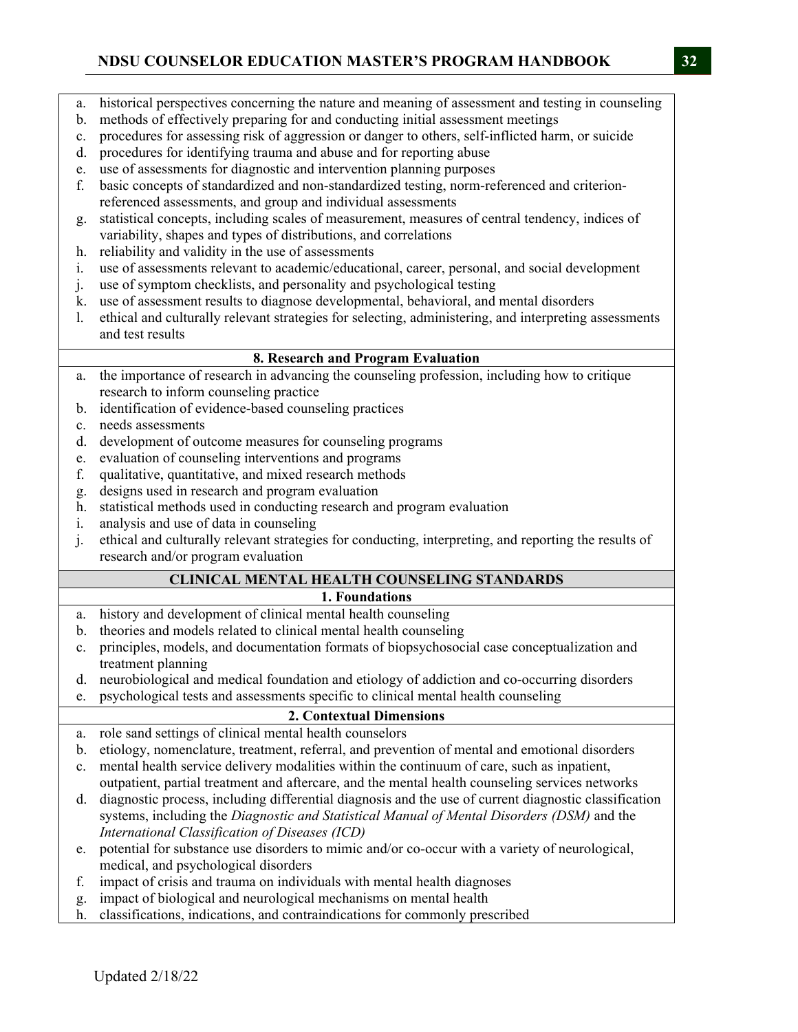a. historical perspectives concerning the nature and meaning of assessment and testing in counseling
b. methods of effectively preparing for and conducting initial assessment meetings
c. procedures for assessing risk of aggression or danger to others, self-inflicted harm, or suicide
d. procedures for identifying trauma and abuse and for reporting abuse
e. use of assessments for diagnostic and intervention planning purposes
f. basic concepts of standardized and non-standardized testing, norm-referenced and criterion-referenced assessments, and group and individual assessments
g. statistical concepts, including scales of measurement, measures of central tendency, indices of variability, shapes and types of distributions, and correlations
h. reliability and validity in the use of assessments
i. use of assessments relevant to academic/educational, career, personal, and social development
j. use of symptom checklists, and personality and psychological testing
k. use of assessment results to diagnose developmental, behavioral, and mental disorders
l. ethical and culturally relevant strategies for selecting, administering, and interpreting assessments and test results

**8. Research and Program Evaluation**

a. the importance of research in advancing the counseling profession, including how to critique research to inform counseling practice
b. identification of evidence-based counseling practices
c. needs assessments
d. development of outcome measures for counseling programs
e. evaluation of counseling interventions and programs
f. qualitative, quantitative, and mixed research methods
g. designs used in research and program evaluation
h. statistical methods used in conducting research and program evaluation
i. analysis and use of data in counseling
j. ethical and culturally relevant strategies for conducting, interpreting, and reporting the results of research and/or program evaluation

## CLINICAL MENTAL HEALTH COUNSELING STANDARDS

**1. Foundations**

a. history and development of clinical mental health counseling
b. theories and models related to clinical mental health counseling
c. principles, models, and documentation formats of biopsychosocial case conceptualization and treatment planning
d. neurobiological and medical foundation and etiology of addiction and co-occurring disorders
e. psychological tests and assessments specific to clinical mental health counseling

**2. Contextual Dimensions**

a. role sand settings of clinical mental health counselors
b. etiology, nomenclature, treatment, referral, and prevention of mental and emotional disorders
c. mental health service delivery modalities within the continuum of care, such as inpatient, outpatient, partial treatment and aftercare, and the mental health counseling services networks
d. diagnostic process, including differential diagnosis and the use of current diagnostic classification systems, including the *Diagnostic and Statistical Manual of Mental Disorders (DSM)* and the *International Classification of Diseases (ICD)*
e. potential for substance use disorders to mimic and/or co-occur with a variety of neurological, medical, and psychological disorders
f. impact of crisis and trauma on individuals with mental health diagnoses
g. impact of biological and neurological mechanisms on mental health
h. classifications, indications, and contraindications for commonly prescribed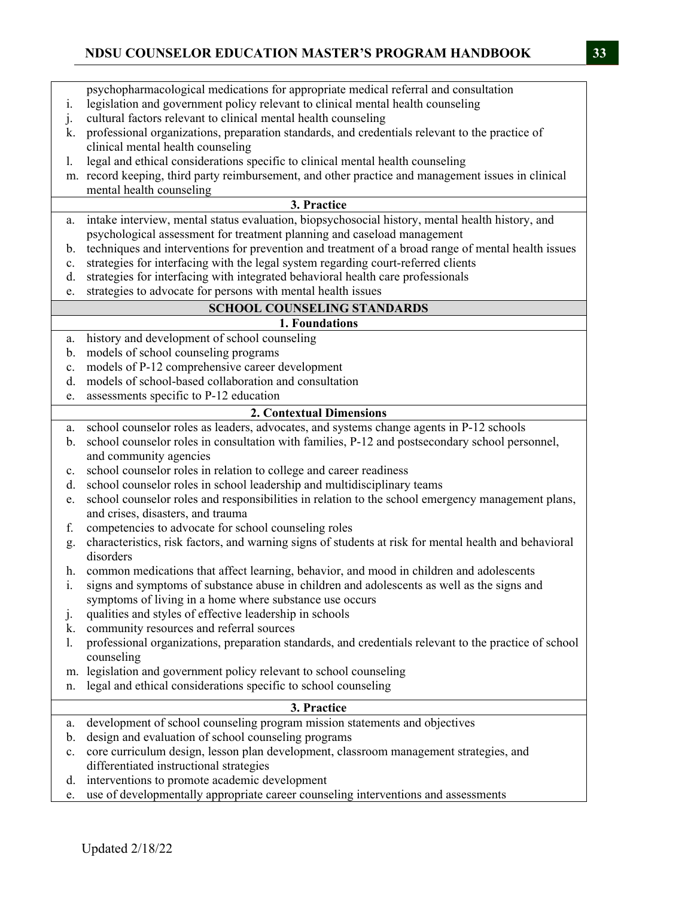| |
|---|
| psychopharmacological medications for appropriate medical referral and consultation |
| i. legislation and government policy relevant to clinical mental health counseling |
| j. cultural factors relevant to clinical mental health counseling |
| k. professional organizations, preparation standards, and credentials relevant to the practice of clinical mental health counseling |
| l. legal and ethical considerations specific to clinical mental health counseling |
| m. record keeping, third party reimbursement, and other practice and management issues in clinical mental health counseling |
| **3. Practice** |
| a. intake interview, mental status evaluation, biopsychosocial history, mental health history, and psychological assessment for treatment planning and caseload management |
| b. techniques and interventions for prevention and treatment of a broad range of mental health issues |
| c. strategies for interfacing with the legal system regarding court-referred clients |
| d. strategies for interfacing with integrated behavioral health care professionals |
| e. strategies to advocate for persons with mental health issues |
| **SCHOOL COUNSELING STANDARDS** |
| **1. Foundations** |
| a. history and development of school counseling |
| b. models of school counseling programs |
| c. models of P-12 comprehensive career development |
| d. models of school-based collaboration and consultation |
| e. assessments specific to P-12 education |
| **2. Contextual Dimensions** |
| a. school counselor roles as leaders, advocates, and systems change agents in P-12 schools |
| b. school counselor roles in consultation with families, P-12 and postsecondary school personnel, and community agencies |
| c. school counselor roles in relation to college and career readiness |
| d. school counselor roles in school leadership and multidisciplinary teams |
| e. school counselor roles and responsibilities in relation to the school emergency management plans, and crises, disasters, and trauma |
| f. competencies to advocate for school counseling roles |
| g. characteristics, risk factors, and warning signs of students at risk for mental health and behavioral disorders |
| h. common medications that affect learning, behavior, and mood in children and adolescents |
| i. signs and symptoms of substance abuse in children and adolescents as well as the signs and symptoms of living in a home where substance use occurs |
| j. qualities and styles of effective leadership in schools |
| k. community resources and referral sources |
| l. professional organizations, preparation standards, and credentials relevant to the practice of school counseling |
| m. legislation and government policy relevant to school counseling |
| n. legal and ethical considerations specific to school counseling |
| **3. Practice** |
| a. development of school counseling program mission statements and objectives |
| b. design and evaluation of school counseling programs |
| c. core curriculum design, lesson plan development, classroom management strategies, and differentiated instructional strategies |
| d. interventions to promote academic development |
| e. use of developmentally appropriate career counseling interventions and assessments |

Updated 2/18/22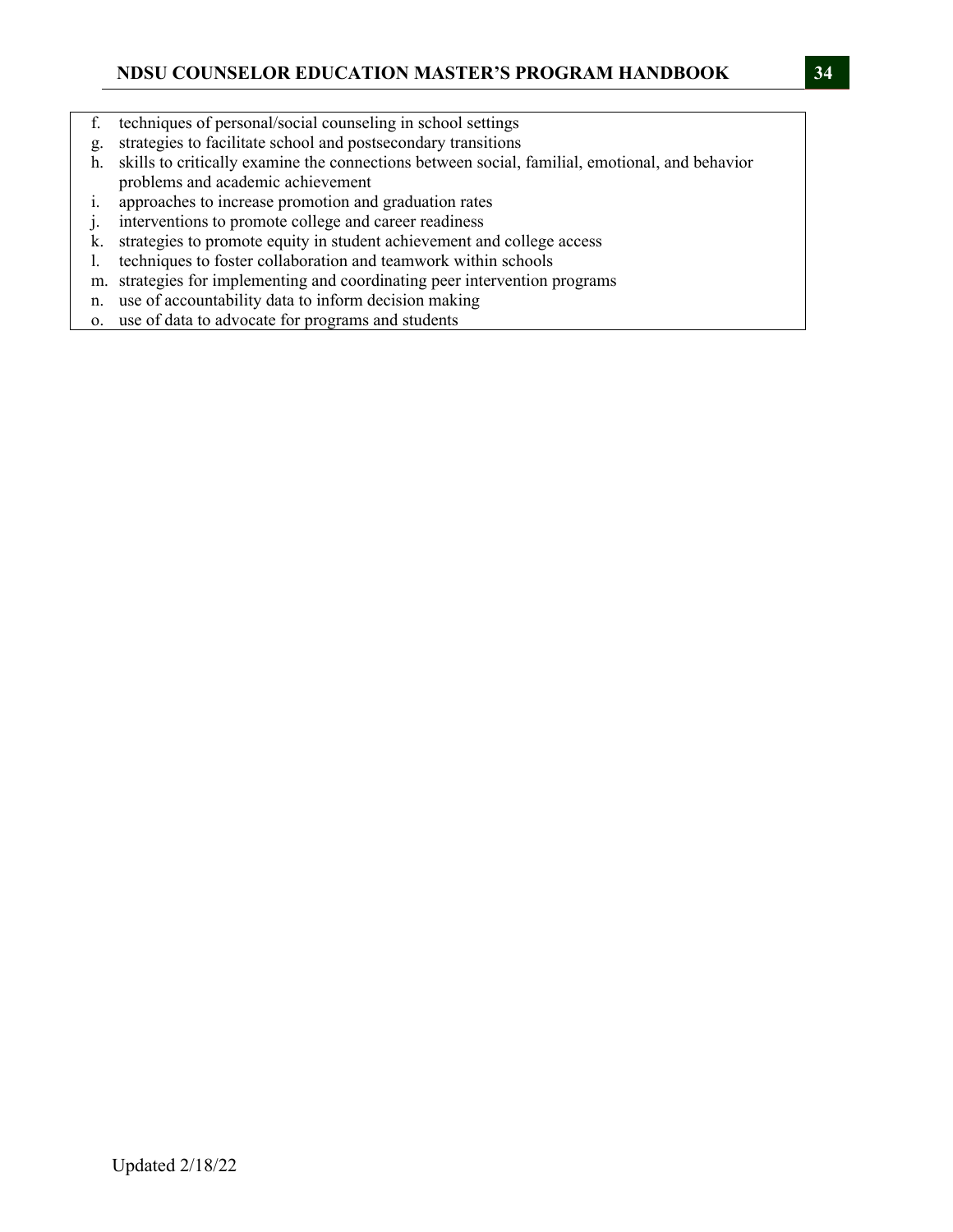f. techniques of personal/social counseling in school settings
g. strategies to facilitate school and postsecondary transitions
h. skills to critically examine the connections between social, familial, emotional, and behavior problems and academic achievement
i. approaches to increase promotion and graduation rates
j. interventions to promote college and career readiness
k. strategies to promote equity in student achievement and college access
l. techniques to foster collaboration and teamwork within schools
m. strategies for implementing and coordinating peer intervention programs
n. use of accountability data to inform decision making
o. use of data to advocate for programs and students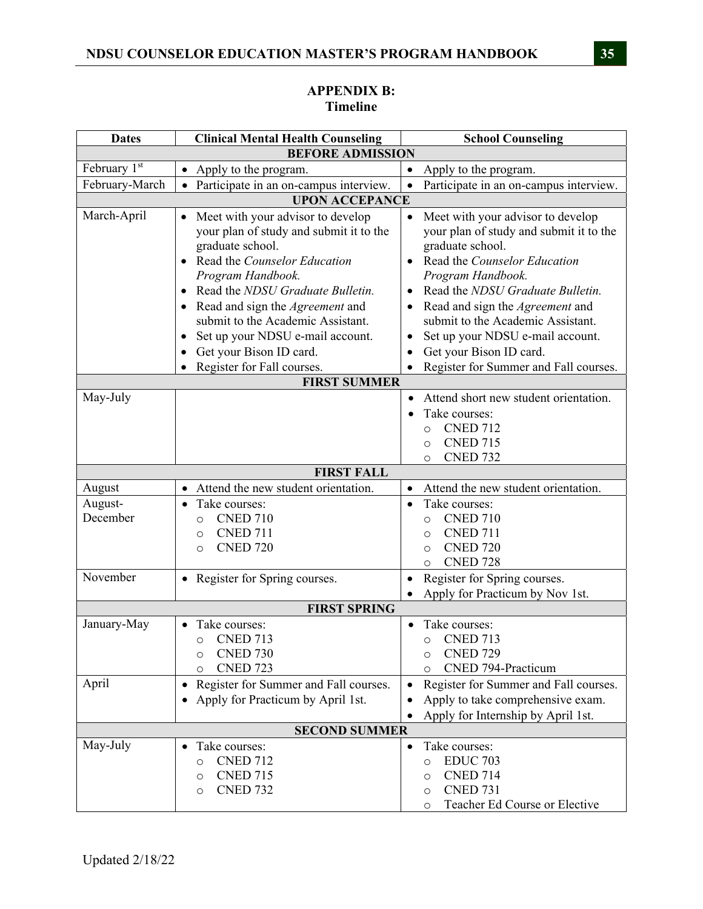## APPENDIX B: Timeline

| Dates | Clinical Mental Health Counseling | School Counseling |
|---|---|---|
| **BEFORE ADMISSION** | | |
| February 1st | • Apply to the program. | • Apply to the program. |
| February-March | • Participate in an on-campus interview. | • Participate in an on-campus interview. |
| **UPON ACCEPANCE** | | |
| March-April | • Meet with your advisor to develop your plan of study and submit it to the graduate school.<br>• Read the *Counselor Education Program Handbook.*<br>• Read the *NDSU Graduate Bulletin.*<br>• Read and sign the *Agreement* and submit to the Academic Assistant.<br>• Set up your NDSU e-mail account.<br>• Get your Bison ID card.<br>• Register for Fall courses. | • Meet with your advisor to develop your plan of study and submit it to the graduate school.<br>• Read the *Counselor Education Program Handbook.*<br>• Read the *NDSU Graduate Bulletin.*<br>• Read and sign the *Agreement* and submit to the Academic Assistant.<br>• Set up your NDSU e-mail account.<br>• Get your Bison ID card.<br>• Register for Summer and Fall courses. |
| **FIRST SUMMER** | | |
| May-July | | • Attend short new student orientation.<br>• Take courses:<br>  ○ CNED 712<br>  ○ CNED 715<br>  ○ CNED 732 |
| **FIRST FALL** | | |
| August | • Attend the new student orientation. | • Attend the new student orientation. |
| August-December | • Take courses:<br>  ○ CNED 710<br>  ○ CNED 711<br>  ○ CNED 720 | • Take courses:<br>  ○ CNED 710<br>  ○ CNED 711<br>  ○ CNED 720<br>  ○ CNED 728 |
| November | • Register for Spring courses. | • Register for Spring courses.<br>• Apply for Practicum by Nov 1st. |
| **FIRST SPRING** | | |
| January-May | • Take courses:<br>  ○ CNED 713<br>  ○ CNED 730<br>  ○ CNED 723 | • Take courses:<br>  ○ CNED 713<br>  ○ CNED 729<br>  ○ CNED 794-Practicum |
| April | • Register for Summer and Fall courses.<br>• Apply for Practicum by April 1st. | • Register for Summer and Fall courses.<br>• Apply to take comprehensive exam.<br>• Apply for Internship by April 1st. |
| **SECOND SUMMER** | | |
| May-July | • Take courses:<br>  ○ CNED 712<br>  ○ CNED 715<br>  ○ CNED 732 | • Take courses:<br>  ○ EDUC 703<br>  ○ CNED 714<br>  ○ CNED 731<br>  ○ Teacher Ed Course or Elective |

Updated 2/18/22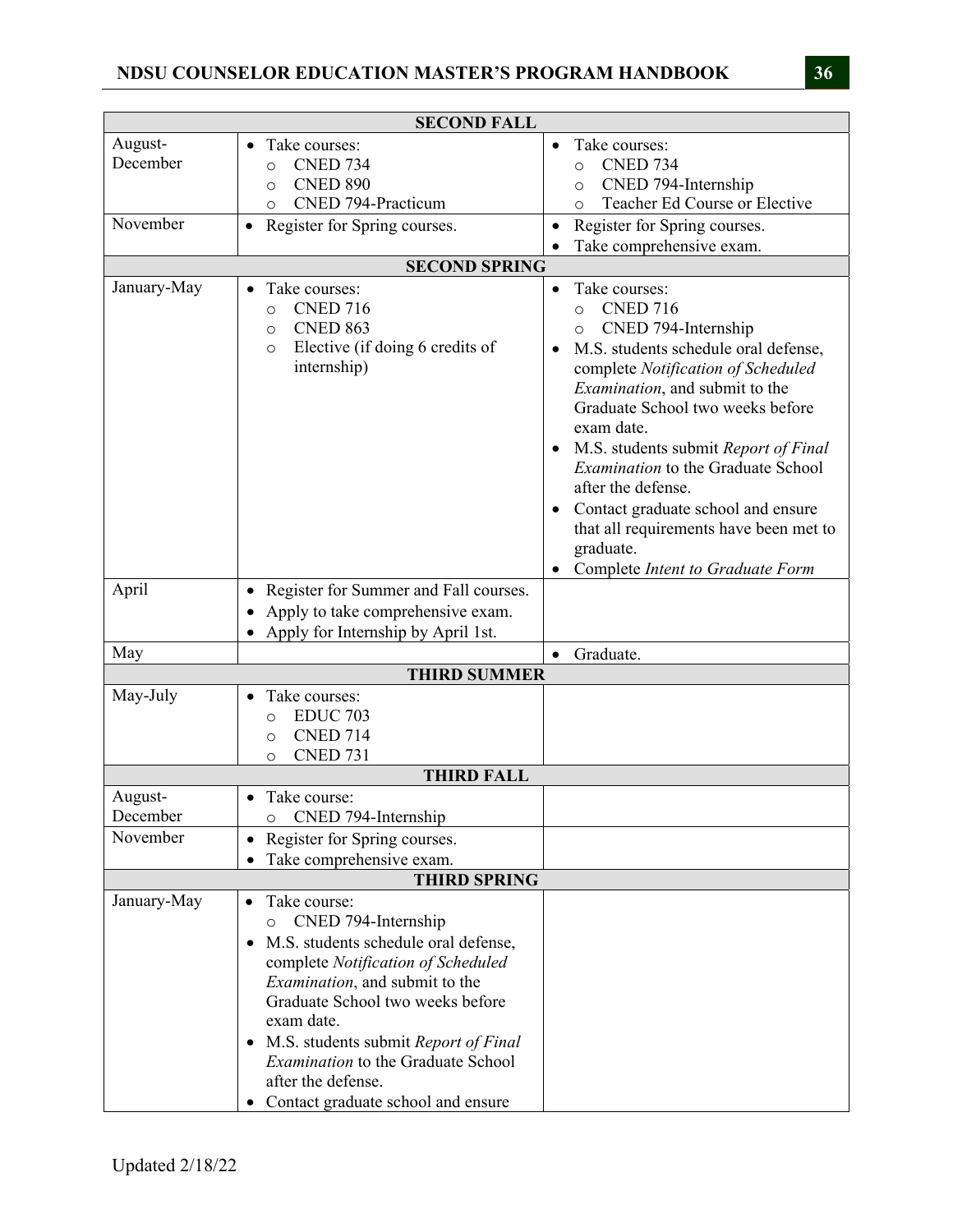| SECOND FALL | | |
|---|---|---|
| August-December | • Take courses:<br>  ○ CNED 734<br>  ○ CNED 890<br>  ○ CNED 794-Practicum | • Take courses:<br>  ○ CNED 734<br>  ○ CNED 794-Internship<br>  ○ Teacher Ed Course or Elective |
| November | • Register for Spring courses. | • Register for Spring courses.<br>• Take comprehensive exam. |
| **SECOND SPRING** | | |
| January-May | • Take courses:<br>  ○ CNED 716<br>  ○ CNED 863<br>  ○ Elective (if doing 6 credits of internship) | • Take courses:<br>  ○ CNED 716<br>  ○ CNED 794-Internship<br>• M.S. students schedule oral defense, complete *Notification of Scheduled Examination*, and submit to the Graduate School two weeks before exam date.<br>• M.S. students submit *Report of Final Examination* to the Graduate School after the defense.<br>• Contact graduate school and ensure that all requirements have been met to graduate.<br>• Complete *Intent to Graduate Form* |
| April | • Register for Summer and Fall courses.<br>• Apply to take comprehensive exam.<br>• Apply for Internship by April 1st. | |
| May | | • Graduate. |
| **THIRD SUMMER** | | |
| May-July | • Take courses:<br>  ○ EDUC 703<br>  ○ CNED 714<br>  ○ CNED 731 | |
| **THIRD FALL** | | |
| August-December | • Take course:<br>  ○ CNED 794-Internship | |
| November | • Register for Spring courses.<br>• Take comprehensive exam. | |
| **THIRD SPRING** | | |
| January-May | • Take course:<br>  ○ CNED 794-Internship<br>• M.S. students schedule oral defense, complete *Notification of Scheduled Examination*, and submit to the Graduate School two weeks before exam date.<br>• M.S. students submit *Report of Final Examination* to the Graduate School after the defense.<br>• Contact graduate school and ensure | |

Updated 2/18/22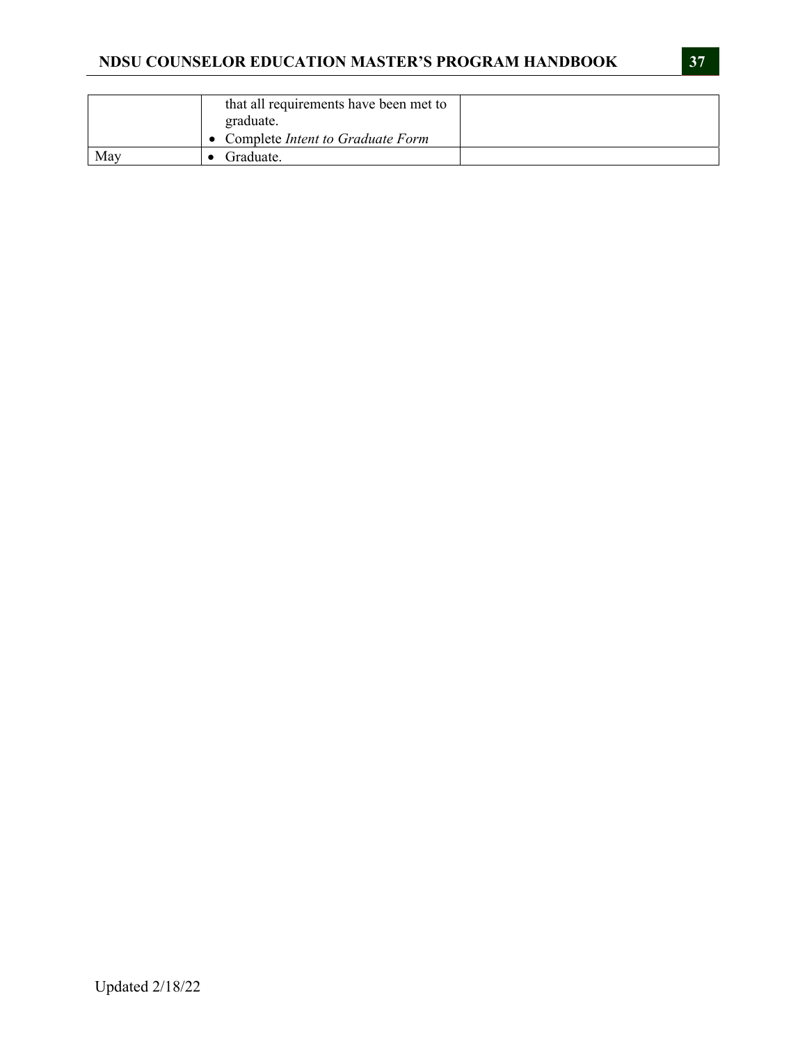| | | |
|---|---|---|
| | that all requirements have been met to graduate.<br>• Complete *Intent to Graduate Form* | |
| May | • Graduate. | |

Updated 2/18/22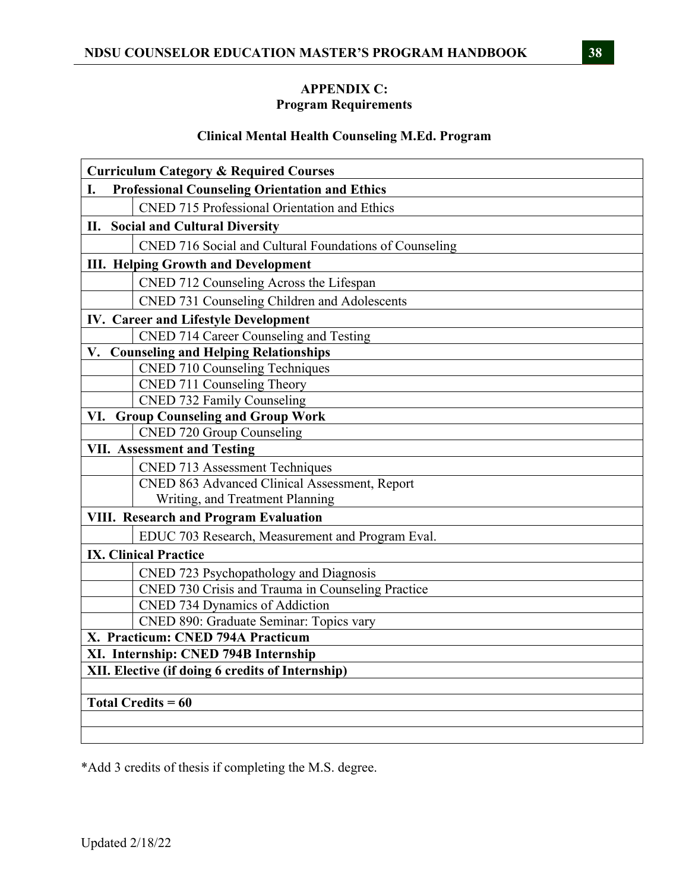## APPENDIX C:
## Program Requirements

### Clinical Mental Health Counseling M.Ed. Program

| Curriculum Category & Required Courses | |
|---|---|
| **I. Professional Counseling Orientation and Ethics** | |
| | CNED 715 Professional Orientation and Ethics |
| **II. Social and Cultural Diversity** | |
| | CNED 716 Social and Cultural Foundations of Counseling |
| **III. Helping Growth and Development** | |
| | CNED 712 Counseling Across the Lifespan |
| | CNED 731 Counseling Children and Adolescents |
| **IV. Career and Lifestyle Development** | |
| | CNED 714 Career Counseling and Testing |
| **V. Counseling and Helping Relationships** | |
| | CNED 710 Counseling Techniques |
| | CNED 711 Counseling Theory |
| | CNED 732 Family Counseling |
| **VI. Group Counseling and Group Work** | |
| | CNED 720 Group Counseling |
| **VII. Assessment and Testing** | |
| | CNED 713 Assessment Techniques |
| | CNED 863 Advanced Clinical Assessment, Report Writing, and Treatment Planning |
| **VIII. Research and Program Evaluation** | |
| | EDUC 703 Research, Measurement and Program Eval. |
| **IX. Clinical Practice** | |
| | CNED 723 Psychopathology and Diagnosis |
| | CNED 730 Crisis and Trauma in Counseling Practice |
| | CNED 734 Dynamics of Addiction |
| | CNED 890: Graduate Seminar: Topics vary |
| **X. Practicum: CNED 794A Practicum** | |
| **XI. Internship: CNED 794B Internship** | |
| **XII. Elective (if doing 6 credits of Internship)** | |
| | |
| **Total Credits = 60** | |
| | |
| | |

*Add 3 credits of thesis if completing the M.S. degree.

Updated 2/18/22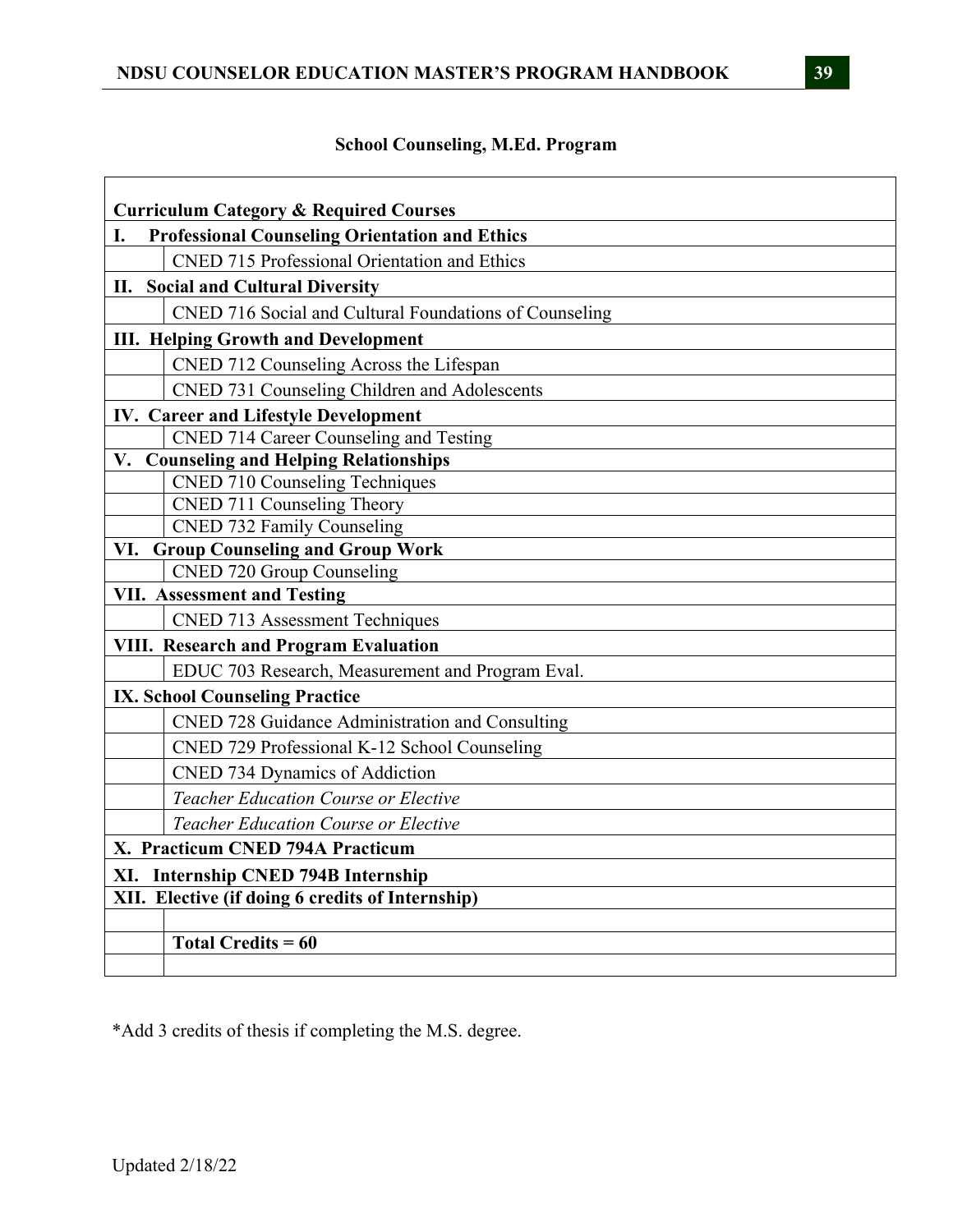## School Counseling, M.Ed. Program

| Curriculum Category & Required Courses | |
|---|---|
| **I. Professional Counseling Orientation and Ethics** | |
| | CNED 715 Professional Orientation and Ethics |
| **II. Social and Cultural Diversity** | |
| | CNED 716 Social and Cultural Foundations of Counseling |
| **III. Helping Growth and Development** | |
| | CNED 712 Counseling Across the Lifespan |
| | CNED 731 Counseling Children and Adolescents |
| **IV. Career and Lifestyle Development** | |
| | CNED 714 Career Counseling and Testing |
| **V. Counseling and Helping Relationships** | |
| | CNED 710 Counseling Techniques |
| | CNED 711 Counseling Theory |
| | CNED 732 Family Counseling |
| **VI. Group Counseling and Group Work** | |
| | CNED 720 Group Counseling |
| **VII. Assessment and Testing** | |
| | CNED 713 Assessment Techniques |
| **VIII. Research and Program Evaluation** | |
| | EDUC 703 Research, Measurement and Program Eval. |
| **IX. School Counseling Practice** | |
| | CNED 728 Guidance Administration and Consulting |
| | CNED 729 Professional K-12 School Counseling |
| | CNED 734 Dynamics of Addiction |
| | *Teacher Education Course or Elective* |
| | *Teacher Education Course or Elective* |
| **X. Practicum CNED 794A Practicum** | |
| **XI. Internship CNED 794B Internship** | |
| **XII. Elective (if doing 6 credits of Internship)** | |
| | |
| | **Total Credits = 60** |
| | |

*Add 3 credits of thesis if completing the M.S. degree.

Updated 2/18/22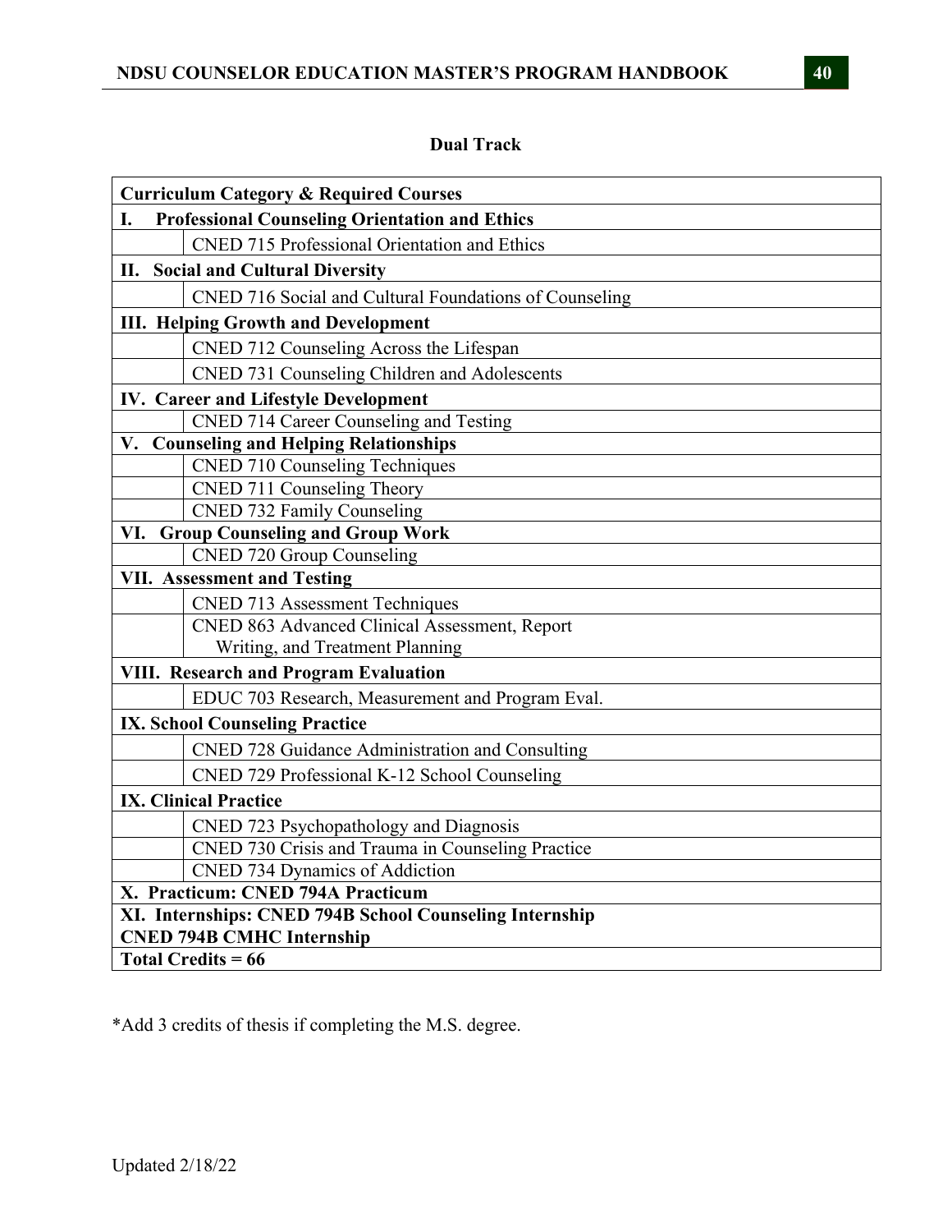## Dual Track

| Curriculum Category & Required Courses | |
|---|---|
| **I. Professional Counseling Orientation and Ethics** | |
| | CNED 715 Professional Orientation and Ethics |
| **II. Social and Cultural Diversity** | |
| | CNED 716 Social and Cultural Foundations of Counseling |
| **III. Helping Growth and Development** | |
| | CNED 712 Counseling Across the Lifespan |
| | CNED 731 Counseling Children and Adolescents |
| **IV. Career and Lifestyle Development** | |
| | CNED 714 Career Counseling and Testing |
| **V. Counseling and Helping Relationships** | |
| | CNED 710 Counseling Techniques |
| | CNED 711 Counseling Theory |
| | CNED 732 Family Counseling |
| **VI. Group Counseling and Group Work** | |
| | CNED 720 Group Counseling |
| **VII. Assessment and Testing** | |
| | CNED 713 Assessment Techniques |
| | CNED 863 Advanced Clinical Assessment, Report Writing, and Treatment Planning |
| **VIII. Research and Program Evaluation** | |
| | EDUC 703 Research, Measurement and Program Eval. |
| **IX. School Counseling Practice** | |
| | CNED 728 Guidance Administration and Consulting |
| | CNED 729 Professional K-12 School Counseling |
| **IX. Clinical Practice** | |
| | CNED 723 Psychopathology and Diagnosis |
| | CNED 730 Crisis and Trauma in Counseling Practice |
| | CNED 734 Dynamics of Addiction |
| **X. Practicum: CNED 794A Practicum** | |
| **XI. Internships: CNED 794B School Counseling Internship CNED 794B CMHC Internship** | |
| **Total Credits = 66** | |

*Add 3 credits of thesis if completing the M.S. degree.

Updated 2/18/22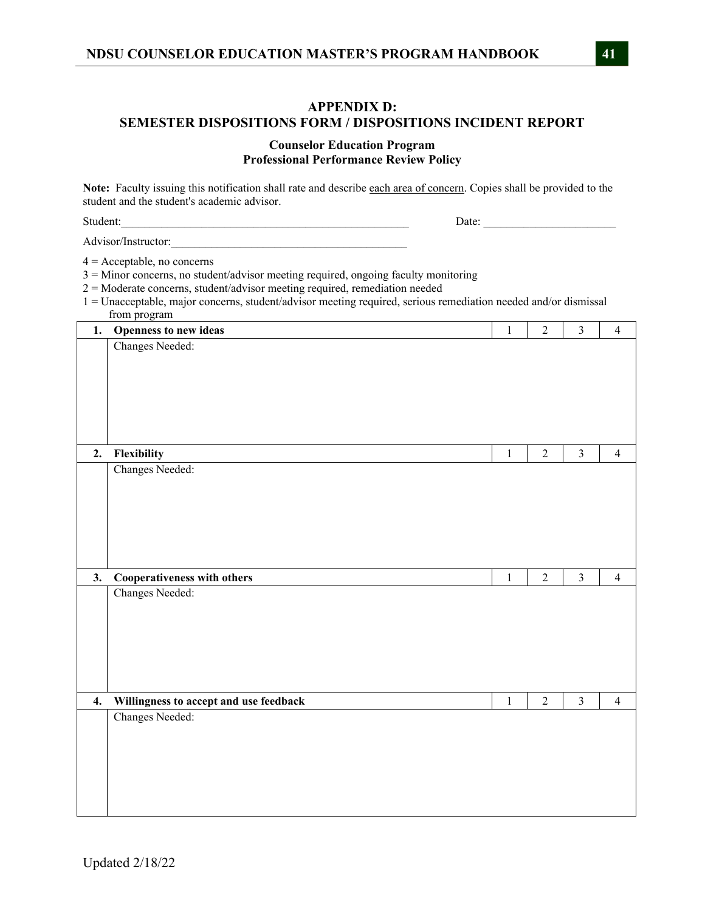## APPENDIX D:
## SEMESTER DISPOSITIONS FORM / DISPOSITIONS INCIDENT REPORT

### Counselor Education Program
### Professional Performance Review Policy

**Note:** Faculty issuing this notification shall rate and describe each area of concern. Copies shall be provided to the student and the student's academic advisor.

Student:___________________________________________________ Date: _______________________

Advisor/Instructor:_________________________________________

4 = Acceptable, no concerns
3 = Minor concerns, no student/advisor meeting required, ongoing faculty monitoring
2 = Moderate concerns, student/advisor meeting required, remediation needed
1 = Unacceptable, major concerns, student/advisor meeting required, serious remediation needed and/or dismissal from program

| | | | | | |
|---|---|---|---|---|---|
| **1.** | **Openness to new ideas** | 1 | 2 | 3 | 4 |
| | Changes Needed: | | | | |
| **2.** | **Flexibility** | 1 | 2 | 3 | 4 |
| | Changes Needed: | | | | |
| **3.** | **Cooperativeness with others** | 1 | 2 | 3 | 4 |
| | Changes Needed: | | | | |
| **4.** | **Willingness to accept and use feedback** | 1 | 2 | 3 | 4 |
| | Changes Needed: | | | | |

Updated 2/18/22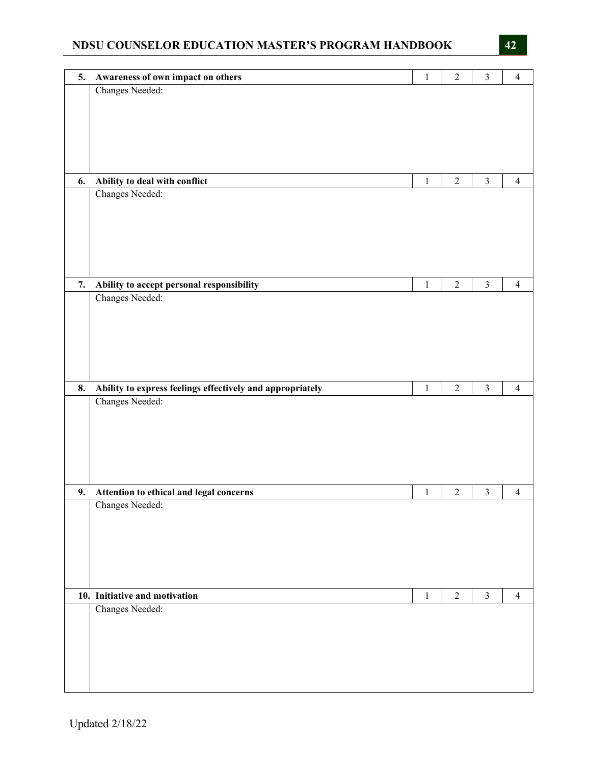| | | | | | |
|---|---|---|---|---|---|
| **5.** | **Awareness of own impact on others** | 1 | 2 | 3 | 4 |
| | Changes Needed: | | | | |
| **6.** | **Ability to deal with conflict** | 1 | 2 | 3 | 4 |
| | Changes Needed: | | | | |
| **7.** | **Ability to accept personal responsibility** | 1 | 2 | 3 | 4 |
| | Changes Needed: | | | | |
| **8.** | **Ability to express feelings effectively and appropriately** | 1 | 2 | 3 | 4 |
| | Changes Needed: | | | | |
| **9.** | **Attention to ethical and legal concerns** | 1 | 2 | 3 | 4 |
| | Changes Needed: | | | | |
| **10.** | **Initiative and motivation** | 1 | 2 | 3 | 4 |
| | Changes Needed: | | | | |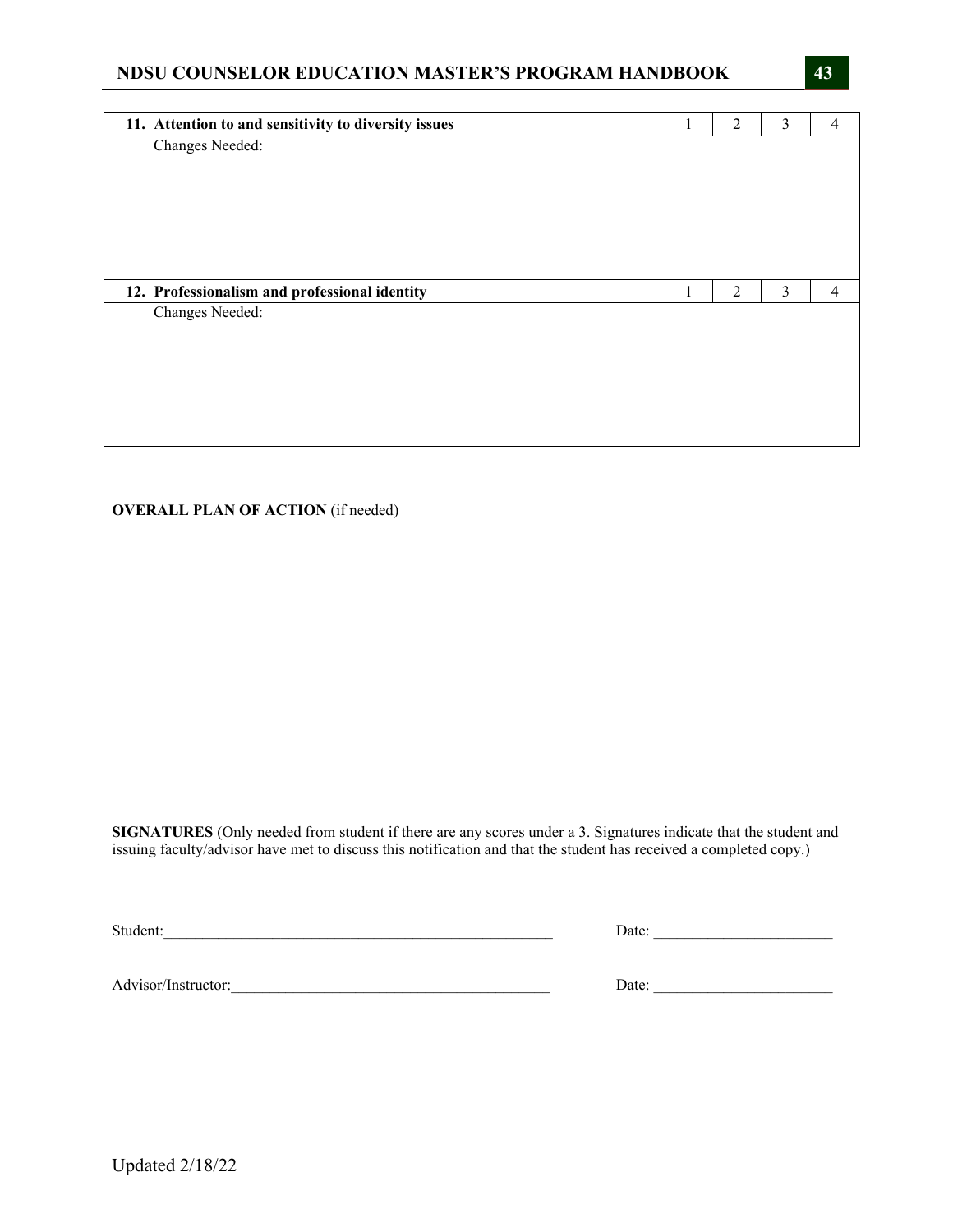| 11. Attention to and sensitivity to diversity issues | 1 | 2 | 3 | 4 |
|---|---|---|---|---|
| Changes Needed: | | | | |

| 12. Professionalism and professional identity | 1 | 2 | 3 | 4 |
|---|---|---|---|---|
| Changes Needed: | | | | |

**OVERALL PLAN OF ACTION** (if needed)

**SIGNATURES** (Only needed from student if there are any scores under a 3. Signatures indicate that the student and issuing faculty/advisor have met to discuss this notification and that the student has received a completed copy.)

Student:___________________________________________________ Date: ______________________

Advisor/Instructor:_________________________________________ Date: ______________________

Updated 2/18/22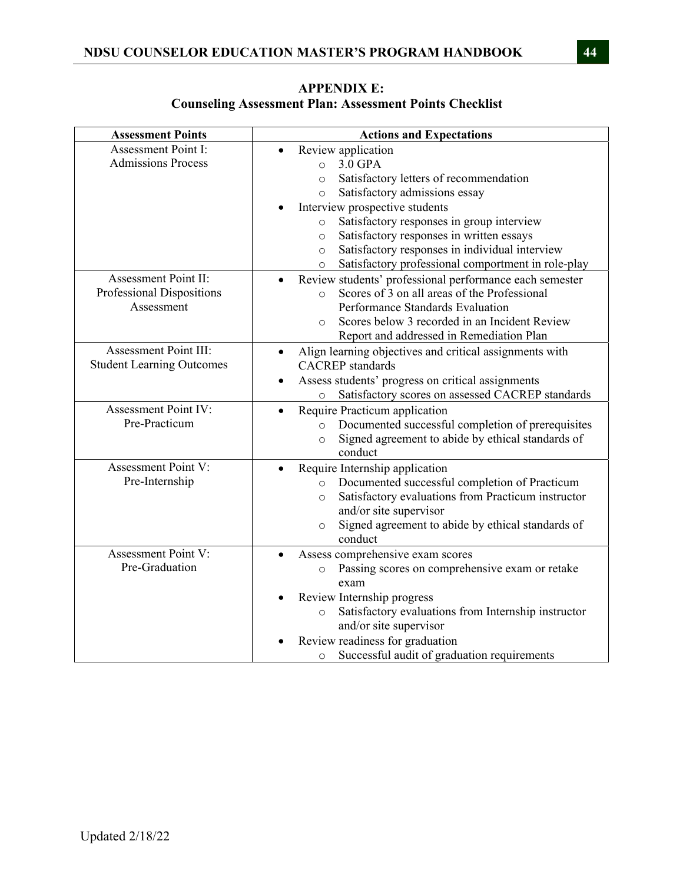## APPENDIX E:
## Counseling Assessment Plan: Assessment Points Checklist

| Assessment Points | Actions and Expectations |
|---|---|
| Assessment Point I: Admissions Process | • Review application<br>　○ 3.0 GPA<br>　○ Satisfactory letters of recommendation<br>　○ Satisfactory admissions essay<br>• Interview prospective students<br>　○ Satisfactory responses in group interview<br>　○ Satisfactory responses in written essays<br>　○ Satisfactory responses in individual interview<br>　○ Satisfactory professional comportment in role-play |
| Assessment Point II: Professional Dispositions Assessment | • Review students' professional performance each semester<br>　○ Scores of 3 on all areas of the Professional Performance Standards Evaluation<br>　○ Scores below 3 recorded in an Incident Review Report and addressed in Remediation Plan |
| Assessment Point III: Student Learning Outcomes | • Align learning objectives and critical assignments with CACREP standards<br>• Assess students' progress on critical assignments<br>　○ Satisfactory scores on assessed CACREP standards |
| Assessment Point IV: Pre-Practicum | • Require Practicum application<br>　○ Documented successful completion of prerequisites<br>　○ Signed agreement to abide by ethical standards of conduct |
| Assessment Point V: Pre-Internship | • Require Internship application<br>　○ Documented successful completion of Practicum<br>　○ Satisfactory evaluations from Practicum instructor and/or site supervisor<br>　○ Signed agreement to abide by ethical standards of conduct |
| Assessment Point V: Pre-Graduation | • Assess comprehensive exam scores<br>　○ Passing scores on comprehensive exam or retake exam<br>• Review Internship progress<br>　○ Satisfactory evaluations from Internship instructor and/or site supervisor<br>• Review readiness for graduation<br>　○ Successful audit of graduation requirements |

Updated 2/18/22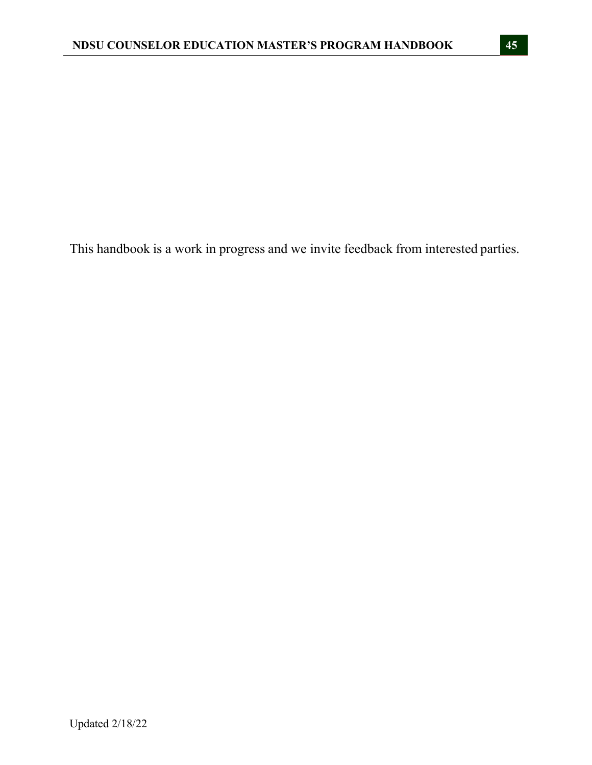This handbook is a work in progress and we invite feedback from interested parties.

Updated 2/18/22